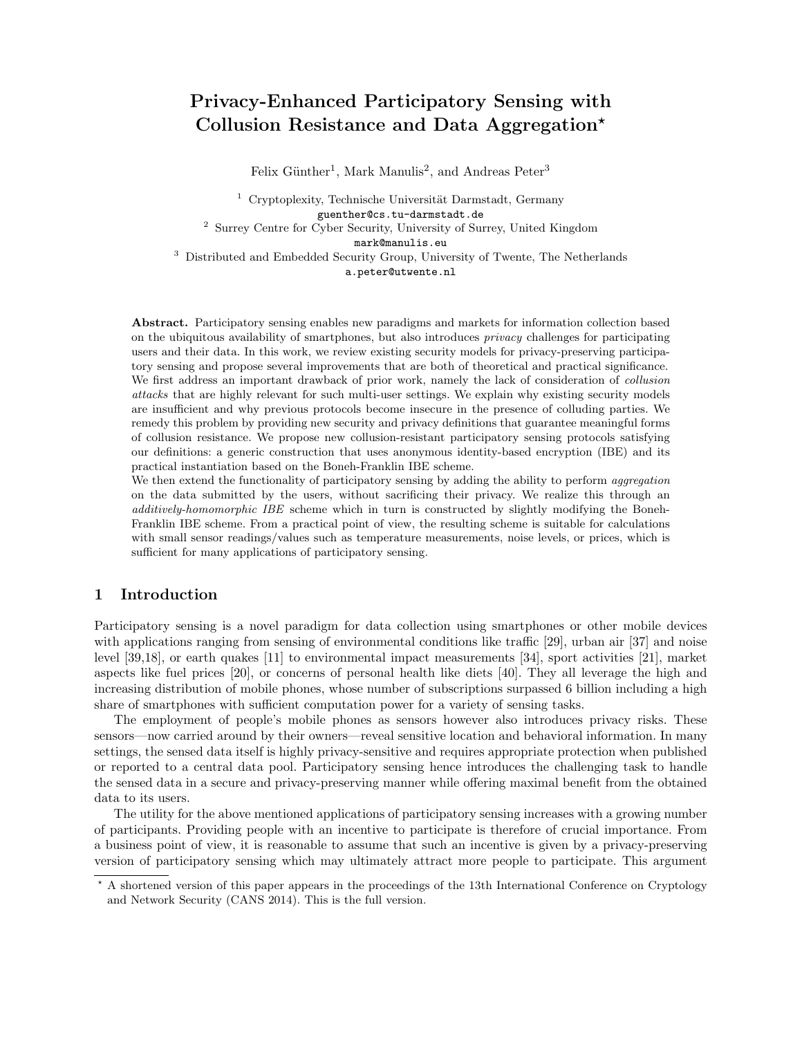# Privacy-Enhanced Participatory Sensing with Collusion Resistance and Data Aggregation*

Felix Günther[1], Mark Manulis[2], and Andreas Peter[3]

[1] Cryptoplexity, Technische Universität Darmstadt, Germany
guenther@cs.tu-darmstadt.de

[2] Surrey Centre for Cyber Security, University of Surrey, United Kingdom
mark@manulis.eu

[3] Distributed and Embedded Security Group, University of Twente, The Netherlands
a.peter@utwente.nl

**Abstract.** Participatory sensing enables new paradigms and markets for information collection based on the ubiquitous availability of smartphones, but also introduces *privacy* challenges for participating users and their data. In this work, we review existing security models for privacy-preserving participatory sensing and propose several improvements that are both of theoretical and practical significance. We first address an important drawback of prior work, namely the lack of consideration of *collusion attacks* that are highly relevant for such multi-user settings. We explain why existing security models are insufficient and why previous protocols become insecure in the presence of colluding parties. We remedy this problem by providing new security and privacy definitions that guarantee meaningful forms of collusion resistance. We propose new collusion-resistant participatory sensing protocols satisfying our definitions: a generic construction that uses anonymous identity-based encryption (IBE) and its practical instantiation based on the Boneh-Franklin IBE scheme.

We then extend the functionality of participatory sensing by adding the ability to perform *aggregation* on the data submitted by the users, without sacrificing their privacy. We realize this through an *additively-homomorphic IBE* scheme which in turn is constructed by slightly modifying the Boneh-Franklin IBE scheme. From a practical point of view, the resulting scheme is suitable for calculations with small sensor readings/values such as temperature measurements, noise levels, or prices, which is sufficient for many applications of participatory sensing.

## 1 Introduction

Participatory sensing is a novel paradigm for data collection using smartphones or other mobile devices with applications ranging from sensing of environmental conditions like traffic [29], urban air [37] and noise level [39,18], or earth quakes [11] to environmental impact measurements [34], sport activities [21], market aspects like fuel prices [20], or concerns of personal health like diets [40]. They all leverage the high and increasing distribution of mobile phones, whose number of subscriptions surpassed 6 billion including a high share of smartphones with sufficient computation power for a variety of sensing tasks.

The employment of people's mobile phones as sensors however also introduces privacy risks. These sensors—now carried around by their owners—reveal sensitive location and behavioral information. In many settings, the sensed data itself is highly privacy-sensitive and requires appropriate protection when published or reported to a central data pool. Participatory sensing hence introduces the challenging task to handle the sensed data in a secure and privacy-preserving manner while offering maximal benefit from the obtained data to its users.

The utility for the above mentioned applications of participatory sensing increases with a growing number of participants. Providing people with an incentive to participate is therefore of crucial importance. From a business point of view, it is reasonable to assume that such an incentive is given by a privacy-preserving version of participatory sensing which may ultimately attract more people to participate. This argument

* A shortened version of this paper appears in the proceedings of the 13th International Conference on Cryptology and Network Security (CANS 2014). This is the full version.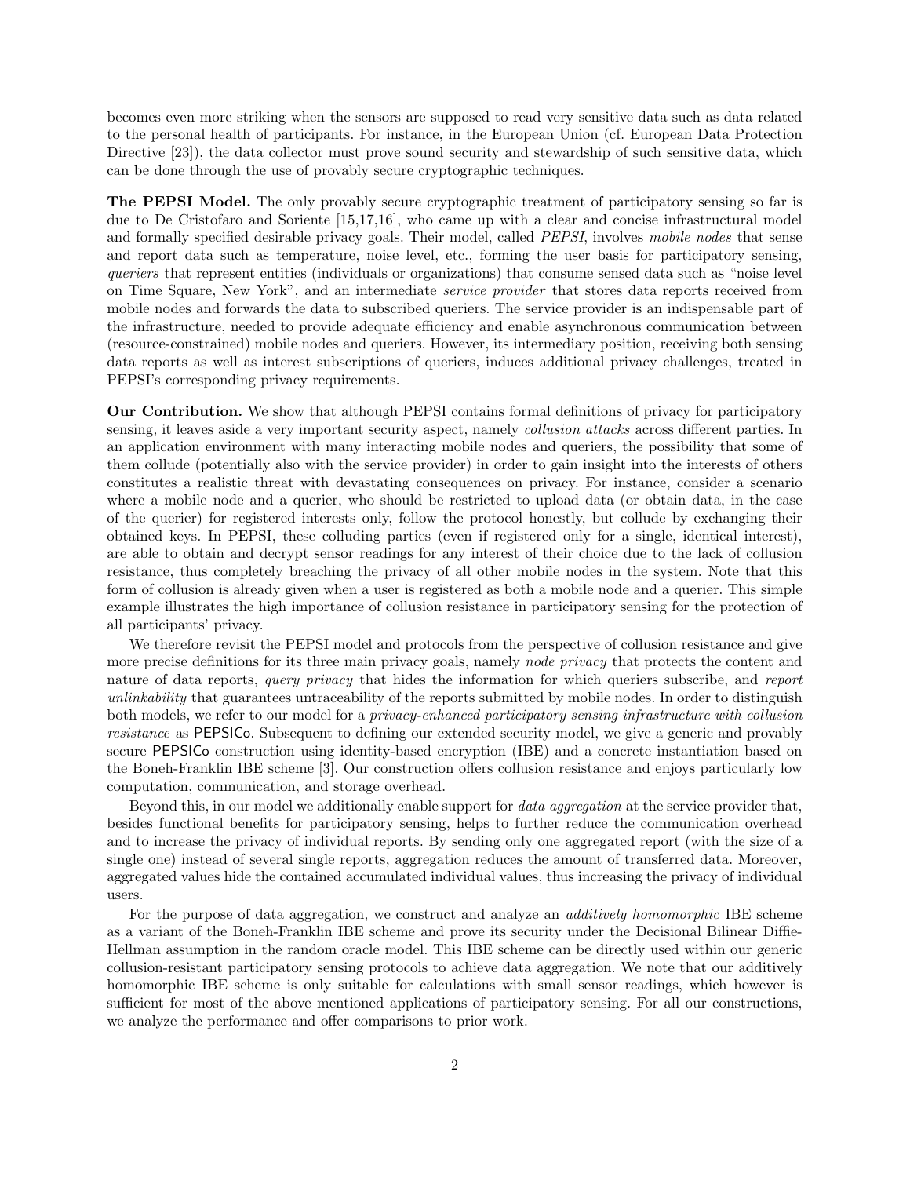becomes even more striking when the sensors are supposed to read very sensitive data such as data related to the personal health of participants. For instance, in the European Union (cf. European Data Protection Directive [23]), the data collector must prove sound security and stewardship of such sensitive data, which can be done through the use of provably secure cryptographic techniques.

**The PEPSI Model.** The only provably secure cryptographic treatment of participatory sensing so far is due to De Cristofaro and Soriente [15,17,16], who came up with a clear and concise infrastructural model and formally specified desirable privacy goals. Their model, called *PEPSI*, involves *mobile nodes* that sense and report data such as temperature, noise level, etc., forming the user basis for participatory sensing, *queriers* that represent entities (individuals or organizations) that consume sensed data such as "noise level on Time Square, New York", and an intermediate *service provider* that stores data reports received from mobile nodes and forwards the data to subscribed queriers. The service provider is an indispensable part of the infrastructure, needed to provide adequate efficiency and enable asynchronous communication between (resource-constrained) mobile nodes and queriers. However, its intermediary position, receiving both sensing data reports as well as interest subscriptions of queriers, induces additional privacy challenges, treated in PEPSI's corresponding privacy requirements.

**Our Contribution.** We show that although PEPSI contains formal definitions of privacy for participatory sensing, it leaves aside a very important security aspect, namely *collusion attacks* across different parties. In an application environment with many interacting mobile nodes and queriers, the possibility that some of them collude (potentially also with the service provider) in order to gain insight into the interests of others constitutes a realistic threat with devastating consequences on privacy. For instance, consider a scenario where a mobile node and a querier, who should be restricted to upload data (or obtain data, in the case of the querier) for registered interests only, follow the protocol honestly, but collude by exchanging their obtained keys. In PEPSI, these colluding parties (even if registered only for a single, identical interest), are able to obtain and decrypt sensor readings for any interest of their choice due to the lack of collusion resistance, thus completely breaching the privacy of all other mobile nodes in the system. Note that this form of collusion is already given when a user is registered as both a mobile node and a querier. This simple example illustrates the high importance of collusion resistance in participatory sensing for the protection of all participants' privacy.

We therefore revisit the PEPSI model and protocols from the perspective of collusion resistance and give more precise definitions for its three main privacy goals, namely *node privacy* that protects the content and nature of data reports, *query privacy* that hides the information for which queriers subscribe, and *report unlinkability* that guarantees untraceability of the reports submitted by mobile nodes. In order to distinguish both models, we refer to our model for a *privacy-enhanced participatory sensing infrastructure with collusion resistance* as PEPSICo. Subsequent to defining our extended security model, we give a generic and provably secure PEPSICo construction using identity-based encryption (IBE) and a concrete instantiation based on the Boneh-Franklin IBE scheme [3]. Our construction offers collusion resistance and enjoys particularly low computation, communication, and storage overhead.

Beyond this, in our model we additionally enable support for *data aggregation* at the service provider that, besides functional benefits for participatory sensing, helps to further reduce the communication overhead and to increase the privacy of individual reports. By sending only one aggregated report (with the size of a single one) instead of several single reports, aggregation reduces the amount of transferred data. Moreover, aggregated values hide the contained accumulated individual values, thus increasing the privacy of individual users.

For the purpose of data aggregation, we construct and analyze an *additively homomorphic* IBE scheme as a variant of the Boneh-Franklin IBE scheme and prove its security under the Decisional Bilinear Diffie-Hellman assumption in the random oracle model. This IBE scheme can be directly used within our generic collusion-resistant participatory sensing protocols to achieve data aggregation. We note that our additively homomorphic IBE scheme is only suitable for calculations with small sensor readings, which however is sufficient for most of the above mentioned applications of participatory sensing. For all our constructions, we analyze the performance and offer comparisons to prior work.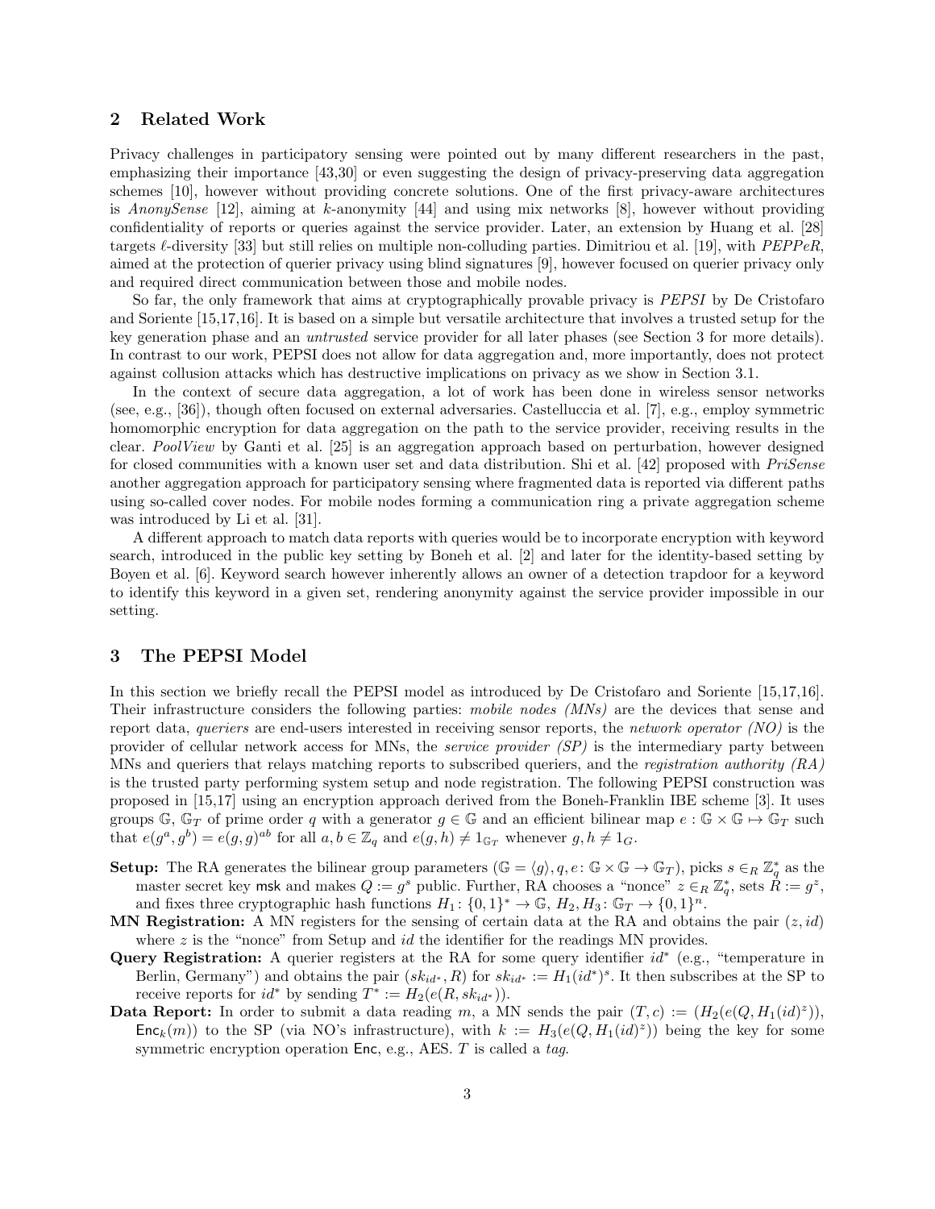## 2 Related Work

Privacy challenges in participatory sensing were pointed out by many different researchers in the past, emphasizing their importance [43,30] or even suggesting the design of privacy-preserving data aggregation schemes [10], however without providing concrete solutions. One of the first privacy-aware architectures is *AnonySense* [12], aiming at $k$-anonymity [44] and using mix networks [8], however without providing confidentiality of reports or queries against the service provider. Later, an extension by Huang et al. [28] targets $\ell$-diversity [33] but still relies on multiple non-colluding parties. Dimitriou et al. [19], with *PEPPeR*, aimed at the protection of querier privacy using blind signatures [9], however focused on querier privacy only and required direct communication between those and mobile nodes.

So far, the only framework that aims at cryptographically provable privacy is *PEPSI* by De Cristofaro and Soriente [15,17,16]. It is based on a simple but versatile architecture that involves a trusted setup for the key generation phase and an *untrusted* service provider for all later phases (see Section 3 for more details). In contrast to our work, PEPSI does not allow for data aggregation and, more importantly, does not protect against collusion attacks which has destructive implications on privacy as we show in Section 3.1.

In the context of secure data aggregation, a lot of work has been done in wireless sensor networks (see, e.g., [36]), though often focused on external adversaries. Castelluccia et al. [7], e.g., employ symmetric homomorphic encryption for data aggregation on the path to the service provider, receiving results in the clear. *PoolView* by Ganti et al. [25] is an aggregation approach based on perturbation, however designed for closed communities with a known user set and data distribution. Shi et al. [42] proposed with *PriSense* another aggregation approach for participatory sensing where fragmented data is reported via different paths using so-called cover nodes. For mobile nodes forming a communication ring a private aggregation scheme was introduced by Li et al. [31].

A different approach to match data reports with queries would be to incorporate encryption with keyword search, introduced in the public key setting by Boneh et al. [2] and later for the identity-based setting by Boyen et al. [6]. Keyword search however inherently allows an owner of a detection trapdoor for a keyword to identify this keyword in a given set, rendering anonymity against the service provider impossible in our setting.

## 3 The PEPSI Model

In this section we briefly recall the PEPSI model as introduced by De Cristofaro and Soriente [15,17,16]. Their infrastructure considers the following parties: *mobile nodes (MNs)* are the devices that sense and report data, *queriers* are end-users interested in receiving sensor reports, the *network operator (NO)* is the provider of cellular network access for MNs, the *service provider (SP)* is the intermediary party between MNs and queriers that relays matching reports to subscribed queriers, and the *registration authority (RA)* is the trusted party performing system setup and node registration. The following PEPSI construction was proposed in [15,17] using an encryption approach derived from the Boneh-Franklin IBE scheme [3]. It uses groups $\mathbb{G}$, $\mathbb{G}_T$ of prime order $q$ with a generator $g \in \mathbb{G}$ and an efficient bilinear map $e : \mathbb{G} \times \mathbb{G} \mapsto \mathbb{G}_T$ such that $e(g^a, g^b) = e(g, g)^{ab}$ for all $a, b \in \mathbb{Z}_q$ and $e(g, h) \neq 1_{\mathbb{G}_T}$ whenever $g, h \neq 1_G$.

- **Setup:** The RA generates the bilinear group parameters $(\mathbb{G} = \langle g \rangle, q, e \colon \mathbb{G} \times \mathbb{G} \to \mathbb{G}_T)$, picks $s \in_R \mathbb{Z}_q^*$ as the master secret key $\mathsf{msk}$ and makes $Q := g^s$ public. Further, RA chooses a "nonce" $z \in_R \mathbb{Z}_q^*$, sets $R := g^z$, and fixes three cryptographic hash functions $H_1 \colon \{0,1\}^* \to \mathbb{G}$, $H_2, H_3 \colon \mathbb{G}_T \to \{0,1\}^n$.
- **MN Registration:** A MN registers for the sensing of certain data at the RA and obtains the pair $(z, id)$ where $z$ is the "nonce" from Setup and $id$ the identifier for the readings MN provides.
- **Query Registration:** A querier registers at the RA for some query identifier $id^*$ (e.g., "temperature in Berlin, Germany") and obtains the pair $(sk_{id^*}, R)$ for $sk_{id^*} := H_1(id^*)^s$. It then subscribes at the SP to receive reports for $id^*$ by sending $T^* := H_2(e(R, sk_{id^*}))$.
- **Data Report:** In order to submit a data reading $m$, a MN sends the pair $(T, c) := (H_2(e(Q, H_1(id)^z)),$ $\mathsf{Enc}_k(m))$ to the SP (via NO's infrastructure), with $k := H_3(e(Q, H_1(id)^z))$ being the key for some symmetric encryption operation $\mathsf{Enc}$, e.g., AES. $T$ is called a *tag*.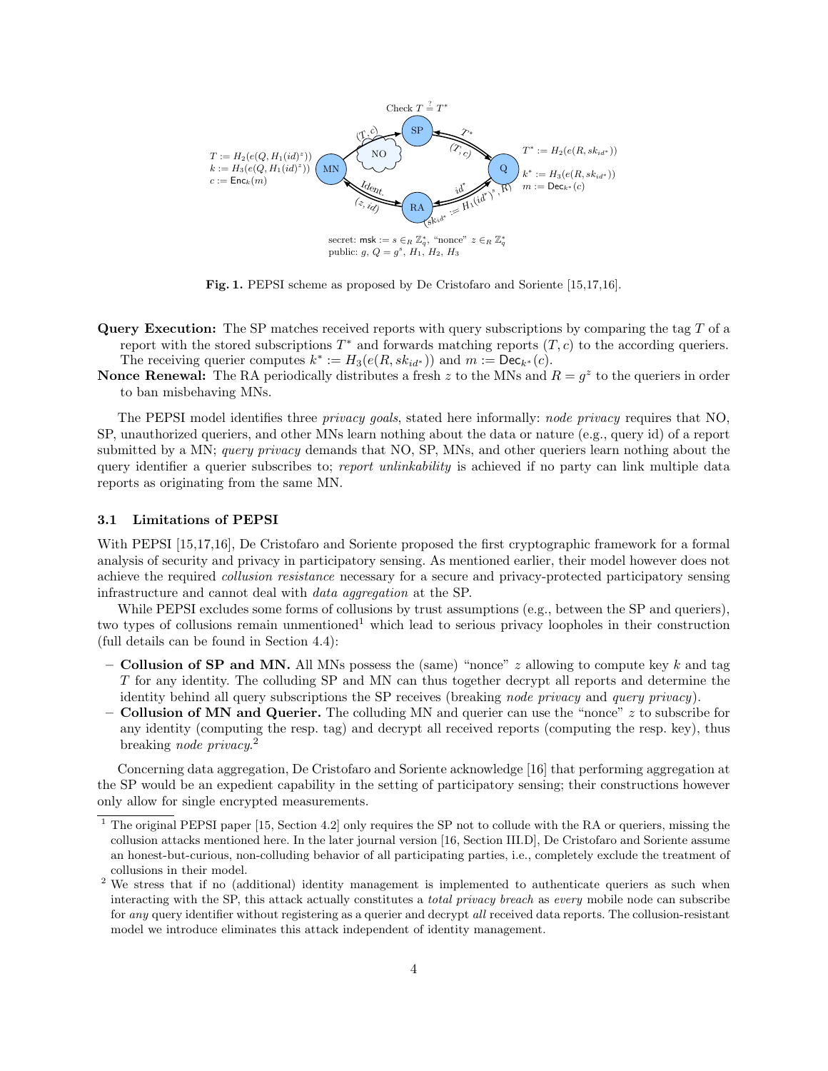Check $T \stackrel{?}{=} T^*$

SP

NO

MN

Q

RA

$(T, c)$

$T^*$

$(T, c)$

Ident.

$(z, id)$

$id^*$

$(sk_{id^*} := H_1(id^*)^s, R)$

$T := H_2(e(Q, H_1(id)^z))$
$k := H_3(e(Q, H_1(id)^z))$
$c := \mathsf{Enc}_k(m)$

$T^* := H_2(e(R, sk_{id^*}))$

$k^* := H_3(e(R, sk_{id^*}))$
$m := \mathsf{Dec}_{k^*}(c)$

secret: $\mathsf{msk} := s \in_R \mathbb{Z}_q^*$, "nonce" $z \in_R \mathbb{Z}_q^*$
public: $g$, $Q = g^s$, $H_1$, $H_2$, $H_3$

**Fig. 1.** PEPSI scheme as proposed by De Cristofaro and Soriente [15,17,16].

**Query Execution:** The SP matches received reports with query subscriptions by comparing the tag $T$ of a report with the stored subscriptions $T^*$ and forwards matching reports $(T, c)$ to the according queriers. The receiving querier computes $k^* := H_3(e(R, sk_{id^*}))$ and $m := \mathsf{Dec}_{k^*}(c)$.

**Nonce Renewal:** The RA periodically distributes a fresh $z$ to the MNs and $R = g^z$ to the queriers in order to ban misbehaving MNs.

The PEPSI model identifies three *privacy goals*, stated here informally: *node privacy* requires that NO, SP, unauthorized queriers, and other MNs learn nothing about the data or nature (e.g., query id) of a report submitted by a MN; *query privacy* demands that NO, SP, MNs, and other queriers learn nothing about the query identifier a querier subscribes to; *report unlinkability* is achieved if no party can link multiple data reports as originating from the same MN.

### 3.1 Limitations of PEPSI

With PEPSI [15,17,16], De Cristofaro and Soriente proposed the first cryptographic framework for a formal analysis of security and privacy in participatory sensing. As mentioned earlier, their model however does not achieve the required *collusion resistance* necessary for a secure and privacy-protected participatory sensing infrastructure and cannot deal with *data aggregation* at the SP.

While PEPSI excludes some forms of collusions by trust assumptions (e.g., between the SP and queriers), two types of collusions remain unmentioned[1] which lead to serious privacy loopholes in their construction (full details can be found in Section 4.4):

- **Collusion of SP and MN.** All MNs possess the (same) "nonce" $z$ allowing to compute key $k$ and tag $T$ for any identity. The colluding SP and MN can thus together decrypt all reports and determine the identity behind all query subscriptions the SP receives (breaking *node privacy* and *query privacy*).
- **Collusion of MN and Querier.** The colluding MN and querier can use the "nonce" $z$ to subscribe for any identity (computing the resp. tag) and decrypt all received reports (computing the resp. key), thus breaking *node privacy*.[2]

Concerning data aggregation, De Cristofaro and Soriente acknowledge [16] that performing aggregation at the SP would be an expedient capability in the setting of participatory sensing; their constructions however only allow for single encrypted measurements.

[1] The original PEPSI paper [15, Section 4.2] only requires the SP not to collude with the RA or queriers, missing the collusion attacks mentioned here. In the later journal version [16, Section III.D], De Cristofaro and Soriente assume an honest-but-curious, non-colluding behavior of all participating parties, i.e., completely exclude the treatment of collusions in their model.

[2] We stress that if no (additional) identity management is implemented to authenticate queriers as such when interacting with the SP, this attack actually constitutes a *total privacy breach* as *every* mobile node can subscribe for *any* query identifier without registering as a querier and decrypt *all* received data reports. The collusion-resistant model we introduce eliminates this attack independent of identity management.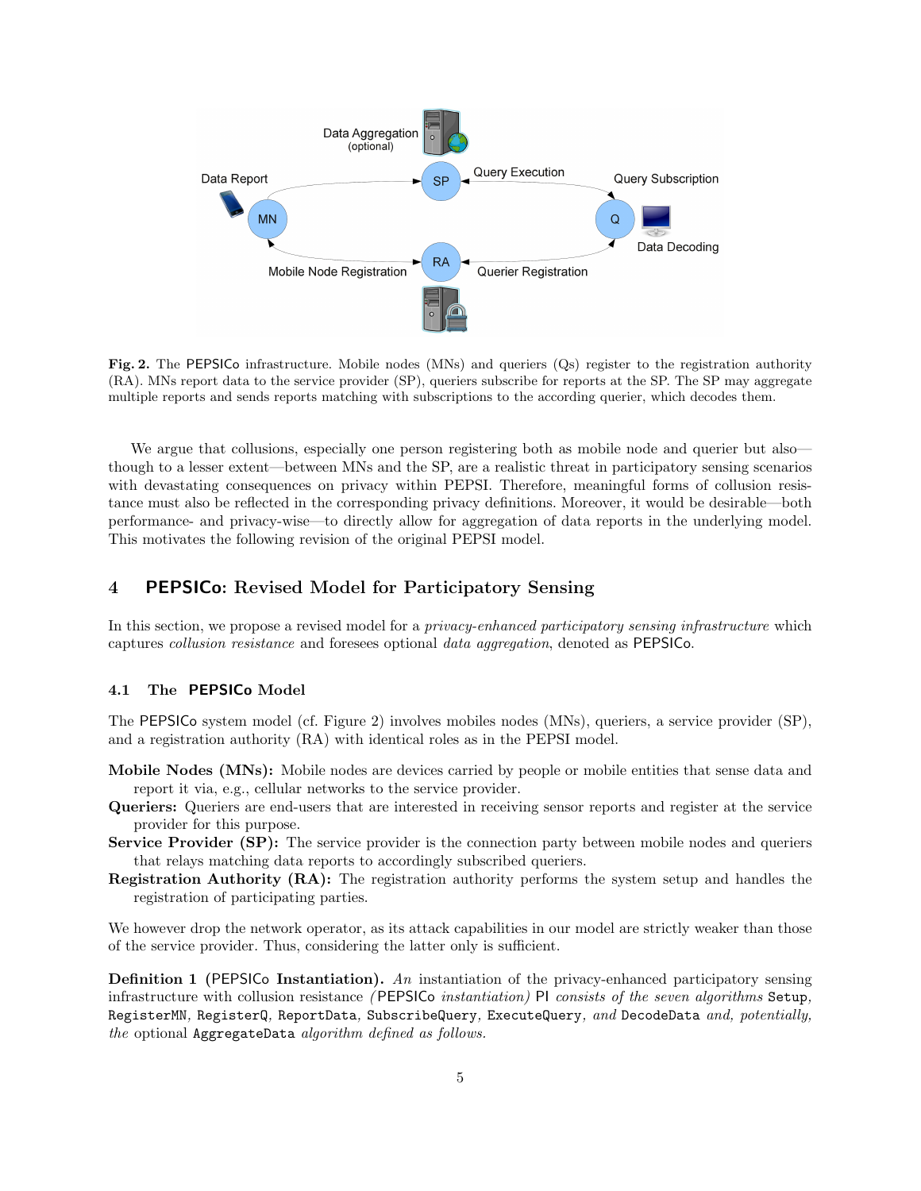Data Aggregation
(optional)

Data Report

SP

Query Execution

Query Subscription

MN

Q

Data Decoding

Mobile Node Registration

RA

Querier Registration

**Fig. 2.** The PEPSICo infrastructure. Mobile nodes (MNs) and queriers (Qs) register to the registration authority (RA). MNs report data to the service provider (SP), queriers subscribe for reports at the SP. The SP may aggregate multiple reports and sends reports matching with subscriptions to the according querier, which decodes them.

We argue that collusions, especially one person registering both as mobile node and querier but also—though to a lesser extent—between MNs and the SP, are a realistic threat in participatory sensing scenarios with devastating consequences on privacy within PEPSI. Therefore, meaningful forms of collusion resistance must also be reflected in the corresponding privacy definitions. Moreover, it would be desirable—both performance- and privacy-wise—to directly allow for aggregation of data reports in the underlying model. This motivates the following revision of the original PEPSI model.

## 4 PEPSICo: Revised Model for Participatory Sensing

In this section, we propose a revised model for a *privacy-enhanced participatory sensing infrastructure* which captures *collusion resistance* and foresees optional *data aggregation*, denoted as PEPSICo.

### 4.1 The PEPSICo Model

The PEPSICo system model (cf. Figure 2) involves mobiles nodes (MNs), queriers, a service provider (SP), and a registration authority (RA) with identical roles as in the PEPSI model.

- **Mobile Nodes (MNs):** Mobile nodes are devices carried by people or mobile entities that sense data and report it via, e.g., cellular networks to the service provider.
- **Queriers:** Queriers are end-users that are interested in receiving sensor reports and register at the service provider for this purpose.
- **Service Provider (SP):** The service provider is the connection party between mobile nodes and queriers that relays matching data reports to accordingly subscribed queriers.
- **Registration Authority (RA):** The registration authority performs the system setup and handles the registration of participating parties.

We however drop the network operator, as its attack capabilities in our model are strictly weaker than those of the service provider. Thus, considering the latter only is sufficient.

**Definition 1** **(PEPSICo Instantiation).** *An instantiation of the privacy-enhanced participatory sensing infrastructure with collusion resistance (*PEPSICo *instantiation)* PI *consists of the seven algorithms* `Setup`*,* `RegisterMN`*,* `RegisterQ`*,* `ReportData`*,* `SubscribeQuery`*,* `ExecuteQuery`*, and* `DecodeData` *and, potentially, the* optional `AggregateData` *algorithm defined as follows.*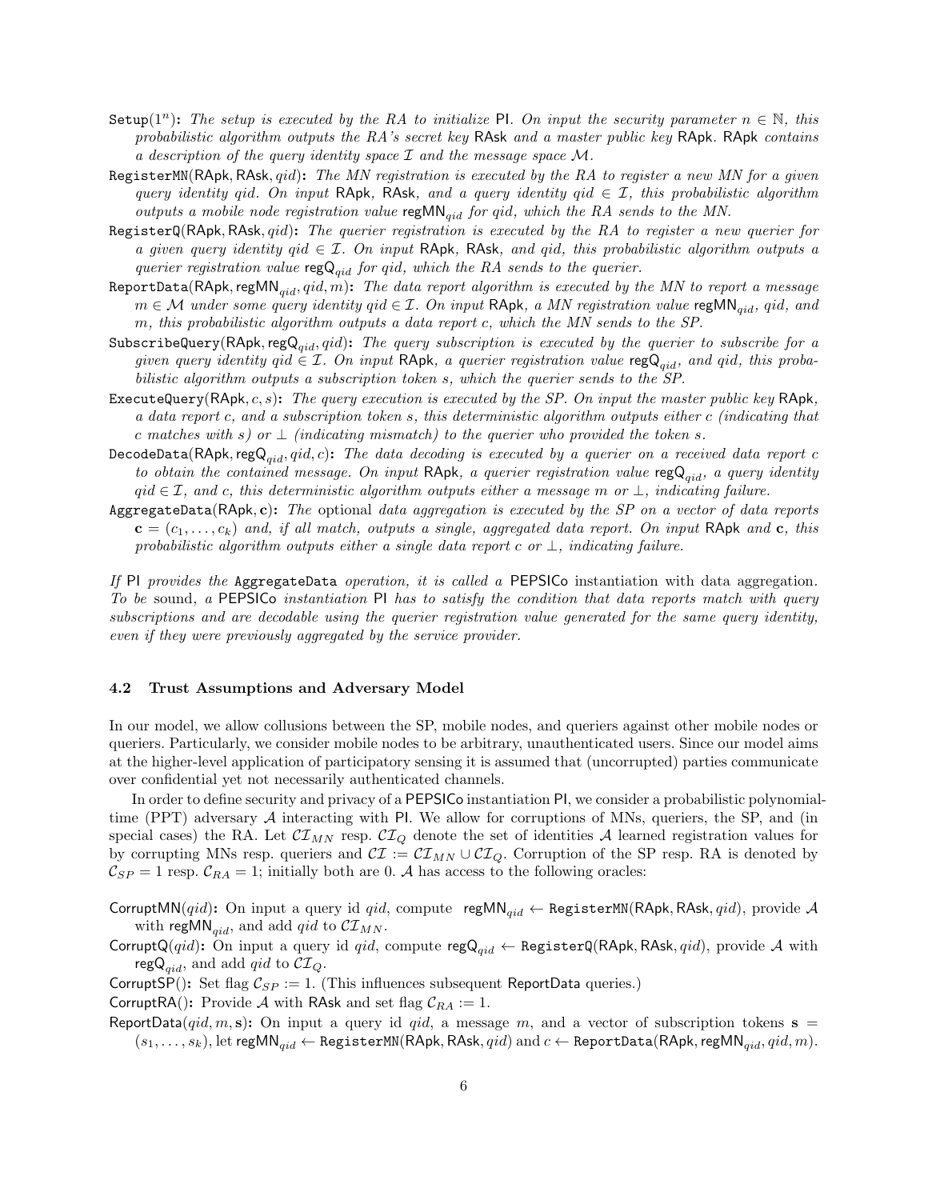$\mathtt{Setup}(1^n)$**:** *The setup is executed by the RA to initialize* $\mathsf{PI}$*. On input the security parameter* $n \in \mathbb{N}$*, this probabilistic algorithm outputs the RA's secret key* $\mathsf{RAsk}$ *and a master public key* $\mathsf{RApk}$*.* $\mathsf{RApk}$ *contains a description of the query identity space* $\mathcal{I}$ *and the message space* $\mathcal{M}$*.*

$\mathtt{RegisterMN}(\mathsf{RApk}, \mathsf{RAsk}, qid)$**:** *The MN registration is executed by the RA to register a new MN for a given query identity qid. On input* $\mathsf{RApk}$*,* $\mathsf{RAsk}$*, and a query identity* $qid \in \mathcal{I}$*, this probabilistic algorithm outputs a mobile node registration value* $\mathsf{regMN}_{qid}$ *for qid, which the RA sends to the MN.*

$\mathtt{RegisterQ}(\mathsf{RApk}, \mathsf{RAsk}, qid)$**:** *The querier registration is executed by the RA to register a new querier for a given query identity* $qid \in \mathcal{I}$*. On input* $\mathsf{RApk}$*,* $\mathsf{RAsk}$*, and qid, this probabilistic algorithm outputs a querier registration value* $\mathsf{regQ}_{qid}$ *for qid, which the RA sends to the querier.*

$\mathtt{ReportData}(\mathsf{RApk}, \mathsf{regMN}_{qid}, qid, m)$**:** *The data report algorithm is executed by the MN to report a message* $m \in \mathcal{M}$ *under some query identity* $qid \in \mathcal{I}$*. On input* $\mathsf{RApk}$*, a MN registration value* $\mathsf{regMN}_{qid}$*, qid, and m, this probabilistic algorithm outputs a data report c, which the MN sends to the SP.*

$\mathtt{SubscribeQuery}(\mathsf{RApk}, \mathsf{regQ}_{qid}, qid)$**:** *The query subscription is executed by the querier to subscribe for a given query identity* $qid \in \mathcal{I}$*. On input* $\mathsf{RApk}$*, a querier registration value* $\mathsf{regQ}_{qid}$*, and qid, this probabilistic algorithm outputs a subscription token s, which the querier sends to the SP.*

$\mathtt{ExecuteQuery}(\mathsf{RApk}, c, s)$**:** *The query execution is executed by the SP. On input the master public key* $\mathsf{RApk}$*, a data report c, and a subscription token s, this deterministic algorithm outputs either c (indicating that c matches with s) or* $\perp$ *(indicating mismatch) to the querier who provided the token s.*

$\mathtt{DecodeData}(\mathsf{RApk}, \mathsf{regQ}_{qid}, qid, c)$**:** *The data decoding is executed by a querier on a received data report c to obtain the contained message. On input* $\mathsf{RApk}$*, a querier registration value* $\mathsf{regQ}_{qid}$*, a query identity* $qid \in \mathcal{I}$*, and c, this deterministic algorithm outputs either a message m or* $\perp$*, indicating failure.*

$\mathtt{AggregateData}(\mathsf{RApk}, \mathbf{c})$**:** *The* optional *data aggregation is executed by the SP on a vector of data reports* $\mathbf{c} = (c_1, \ldots, c_k)$ *and, if all match, outputs a single, aggregated data report. On input* $\mathsf{RApk}$ *and* $\mathbf{c}$*, this probabilistic algorithm outputs either a single data report c or* $\perp$*, indicating failure.*

*If* $\mathsf{PI}$ *provides the* $\mathtt{AggregateData}$ *operation, it is called a* PEPSICo instantiation with data aggregation*. To be* sound*, a* PEPSICo *instantiation* $\mathsf{PI}$ *has to satisfy the condition that data reports match with query subscriptions and are decodable using the querier registration value generated for the same query identity, even if they were previously aggregated by the service provider.*

### 4.2 Trust Assumptions and Adversary Model

In our model, we allow collusions between the SP, mobile nodes, and queriers against other mobile nodes or queriers. Particularly, we consider mobile nodes to be arbitrary, unauthenticated users. Since our model aims at the higher-level application of participatory sensing it is assumed that (uncorrupted) parties communicate over confidential yet not necessarily authenticated channels.

In order to define security and privacy of a PEPSICo instantiation $\mathsf{PI}$, we consider a probabilistic polynomial-time (PPT) adversary $\mathcal{A}$ interacting with $\mathsf{PI}$. We allow for corruptions of MNs, queriers, the SP, and (in special cases) the RA. Let $\mathcal{CI}_{MN}$ resp. $\mathcal{CI}_{Q}$ denote the set of identities $\mathcal{A}$ learned registration values for by corrupting MNs resp. queriers and $\mathcal{CI} := \mathcal{CI}_{MN} \cup \mathcal{CI}_{Q}$. Corruption of the SP resp. RA is denoted by $\mathcal{C}_{SP} = 1$ resp. $\mathcal{C}_{RA} = 1$; initially both are 0. $\mathcal{A}$ has access to the following oracles:

$\mathsf{CorruptMN}(qid)$**:** On input a query id $qid$, compute $\mathsf{regMN}_{qid} \leftarrow \mathtt{RegisterMN}(\mathsf{RApk}, \mathsf{RAsk}, qid)$, provide $\mathcal{A}$ with $\mathsf{regMN}_{qid}$, and add $qid$ to $\mathcal{CI}_{MN}$.

$\mathsf{CorruptQ}(qid)$**:** On input a query id $qid$, compute $\mathsf{regQ}_{qid} \leftarrow \mathtt{RegisterQ}(\mathsf{RApk}, \mathsf{RAsk}, qid)$, provide $\mathcal{A}$ with $\mathsf{regQ}_{qid}$, and add $qid$ to $\mathcal{CI}_{Q}$.

$\mathsf{CorruptSP}()$**:** Set flag $\mathcal{C}_{SP} := 1$. (This influences subsequent $\mathsf{ReportData}$ queries.)

$\mathsf{CorruptRA}()$**:** Provide $\mathcal{A}$ with $\mathsf{RAsk}$ and set flag $\mathcal{C}_{RA} := 1$.

$\mathsf{ReportData}(qid, m, \mathbf{s})$**:** On input a query id $qid$, a message $m$, and a vector of subscription tokens $\mathbf{s} = (s_1, \ldots, s_k)$, let $\mathsf{regMN}_{qid} \leftarrow \mathtt{RegisterMN}(\mathsf{RApk}, \mathsf{RAsk}, qid)$ and $c \leftarrow \mathtt{ReportData}(\mathsf{RApk}, \mathsf{regMN}_{qid}, qid, m)$.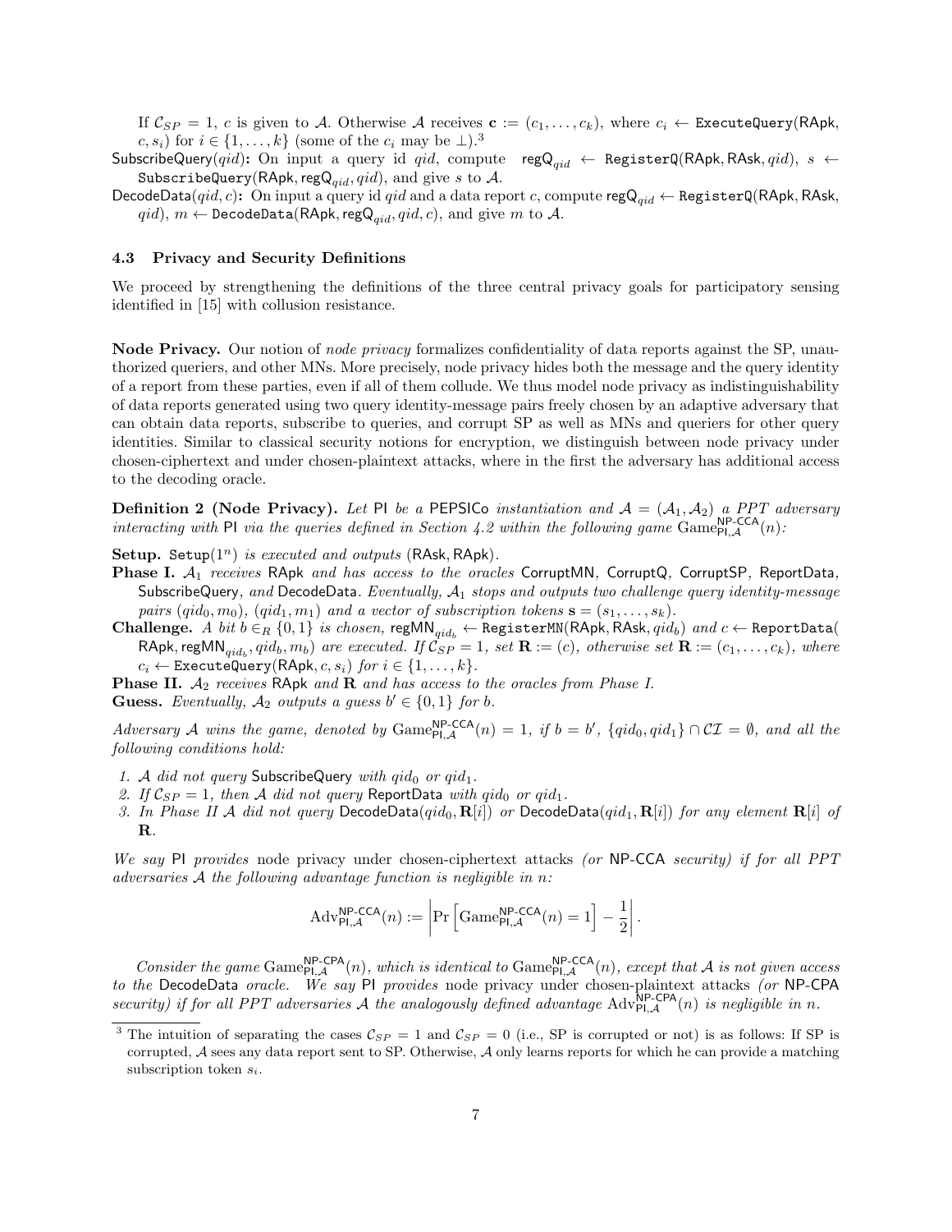If $\mathcal{C}_{SP} = 1$, $c$ is given to $\mathcal{A}$. Otherwise $\mathcal{A}$ receives $\mathbf{c} := (c_1, \ldots, c_k)$, where $c_i \leftarrow \texttt{ExecuteQuery}(\mathsf{RApk}, c, s_i)$ for $i \in \{1, \ldots, k\}$ (some of the $c_i$ may be $\perp$).[3]

$\mathsf{SubscribeQuery}(qid)$**:** On input a query id $qid$, compute $\mathsf{regQ}_{qid} \leftarrow \texttt{RegisterQ}(\mathsf{RApk}, \mathsf{RAsk}, qid)$, $s \leftarrow \texttt{SubscribeQuery}(\mathsf{RApk}, \mathsf{regQ}_{qid}, qid)$, and give $s$ to $\mathcal{A}$.

$\mathsf{DecodeData}(qid, c)$**:** On input a query id $qid$ and a data report $c$, compute $\mathsf{regQ}_{qid} \leftarrow \texttt{RegisterQ}(\mathsf{RApk}, \mathsf{RAsk}, qid)$, $m \leftarrow \texttt{DecodeData}(\mathsf{RApk}, \mathsf{regQ}_{qid}, qid, c)$, and give $m$ to $\mathcal{A}$.

### 4.3 Privacy and Security Definitions

We proceed by strengthening the definitions of the three central privacy goals for participatory sensing identified in [15] with collusion resistance.

**Node Privacy.** Our notion of *node privacy* formalizes confidentiality of data reports against the SP, unauthorized queriers, and other MNs. More precisely, node privacy hides both the message and the query identity of a report from these parties, even if all of them collude. We thus model node privacy as indistinguishability of data reports generated using two query identity-message pairs freely chosen by an adaptive adversary that can obtain data reports, subscribe to queries, and corrupt SP as well as MNs and queriers for other query identities. Similar to classical security notions for encryption, we distinguish between node privacy under chosen-ciphertext and under chosen-plaintext attacks, where in the first the adversary has additional access to the decoding oracle.

**Definition 2 (Node Privacy).** *Let* $\mathsf{PI}$ *be a* $\mathsf{PEPSICo}$ *instantiation and* $\mathcal{A} = (\mathcal{A}_1, \mathcal{A}_2)$ *a PPT adversary interacting with* $\mathsf{PI}$ *via the queries defined in Section 4.2 within the following game* $\mathrm{Game}^{\mathsf{NP\text{-}CCA}}_{\mathsf{PI},\mathcal{A}}(n)$*:*

**Setup.** $\texttt{Setup}(1^n)$ *is executed and outputs* $(\mathsf{RAsk}, \mathsf{RApk})$*.*

**Phase I.** $\mathcal{A}_1$ *receives* $\mathsf{RApk}$ *and has access to the oracles* $\mathsf{CorruptMN}$*,* $\mathsf{CorruptQ}$*,* $\mathsf{CorruptSP}$*,* $\mathsf{ReportData}$*,* $\mathsf{SubscribeQuery}$*, and* $\mathsf{DecodeData}$*. Eventually,* $\mathcal{A}_1$ *stops and outputs two challenge query identity-message pairs* $(qid_0, m_0)$*,* $(qid_1, m_1)$ *and a vector of subscription tokens* $\mathbf{s} = (s_1, \ldots, s_k)$*.*

**Challenge.** *A bit* $b \in_R \{0, 1\}$ *is chosen,* $\mathsf{regMN}_{qid_b} \leftarrow \texttt{RegisterMN}(\mathsf{RApk}, \mathsf{RAsk}, qid_b)$ *and* $c \leftarrow \texttt{ReportData}(\mathsf{RApk}, \mathsf{regMN}_{qid_b}, qid_b, m_b)$ *are executed. If* $\mathcal{C}_{SP} = 1$*, set* $\mathbf{R} := (c)$*, otherwise set* $\mathbf{R} := (c_1, \ldots, c_k)$*, where* $c_i \leftarrow \texttt{ExecuteQuery}(\mathsf{RApk}, c, s_i)$ *for* $i \in \{1, \ldots, k\}$*.*

**Phase II.** $\mathcal{A}_2$ *receives* $\mathsf{RApk}$ *and* $\mathbf{R}$ *and has access to the oracles from Phase I.*

**Guess.** *Eventually,* $\mathcal{A}_2$ *outputs a guess* $b' \in \{0, 1\}$ *for* $b$*.*

*Adversary* $\mathcal{A}$ *wins the game, denoted by* $\mathrm{Game}^{\mathsf{NP\text{-}CCA}}_{\mathsf{PI},\mathcal{A}}(n) = 1$*, if* $b = b'$*,* $\{qid_0, qid_1\} \cap \mathcal{CI} = \emptyset$*, and all the following conditions hold:*

1. $\mathcal{A}$ *did not query* $\mathsf{SubscribeQuery}$ *with* $qid_0$ *or* $qid_1$*.*
2. *If* $\mathcal{C}_{SP} = 1$*, then* $\mathcal{A}$ *did not query* $\mathsf{ReportData}$ *with* $qid_0$ *or* $qid_1$*.*
3. *In Phase II* $\mathcal{A}$ *did not query* $\mathsf{DecodeData}(qid_0, \mathbf{R}[i])$ *or* $\mathsf{DecodeData}(qid_1, \mathbf{R}[i])$ *for any element* $\mathbf{R}[i]$ *of* $\mathbf{R}$*.*

*We say* $\mathsf{PI}$ *provides* node privacy under chosen-ciphertext attacks *(or* $\mathsf{NP\text{-}CCA}$ *security) if for all PPT adversaries* $\mathcal{A}$ *the following advantage function is negligible in* $n$*:*

$$\mathrm{Adv}^{\mathsf{NP\text{-}CCA}}_{\mathsf{PI},\mathcal{A}}(n) := \left| \Pr\left[\mathrm{Game}^{\mathsf{NP\text{-}CCA}}_{\mathsf{PI},\mathcal{A}}(n) = 1\right] - \frac{1}{2} \right|.$$

*Consider the game* $\mathrm{Game}^{\mathsf{NP\text{-}CPA}}_{\mathsf{PI},\mathcal{A}}(n)$*, which is identical to* $\mathrm{Game}^{\mathsf{NP\text{-}CCA}}_{\mathsf{PI},\mathcal{A}}(n)$*, except that* $\mathcal{A}$ *is not given access to the* $\mathsf{DecodeData}$ *oracle. We say* $\mathsf{PI}$ *provides* node privacy under chosen-plaintext attacks *(or* $\mathsf{NP\text{-}CPA}$ *security) if for all PPT adversaries* $\mathcal{A}$ *the analogously defined advantage* $\mathrm{Adv}^{\mathsf{NP\text{-}CPA}}_{\mathsf{PI},\mathcal{A}}(n)$ *is negligible in* $n$*.*

---

[3] The intuition of separating the cases $\mathcal{C}_{SP} = 1$ and $\mathcal{C}_{SP} = 0$ (i.e., SP is corrupted or not) is as follows: If SP is corrupted, $\mathcal{A}$ sees any data report sent to SP. Otherwise, $\mathcal{A}$ only learns reports for which he can provide a matching subscription token $s_i$.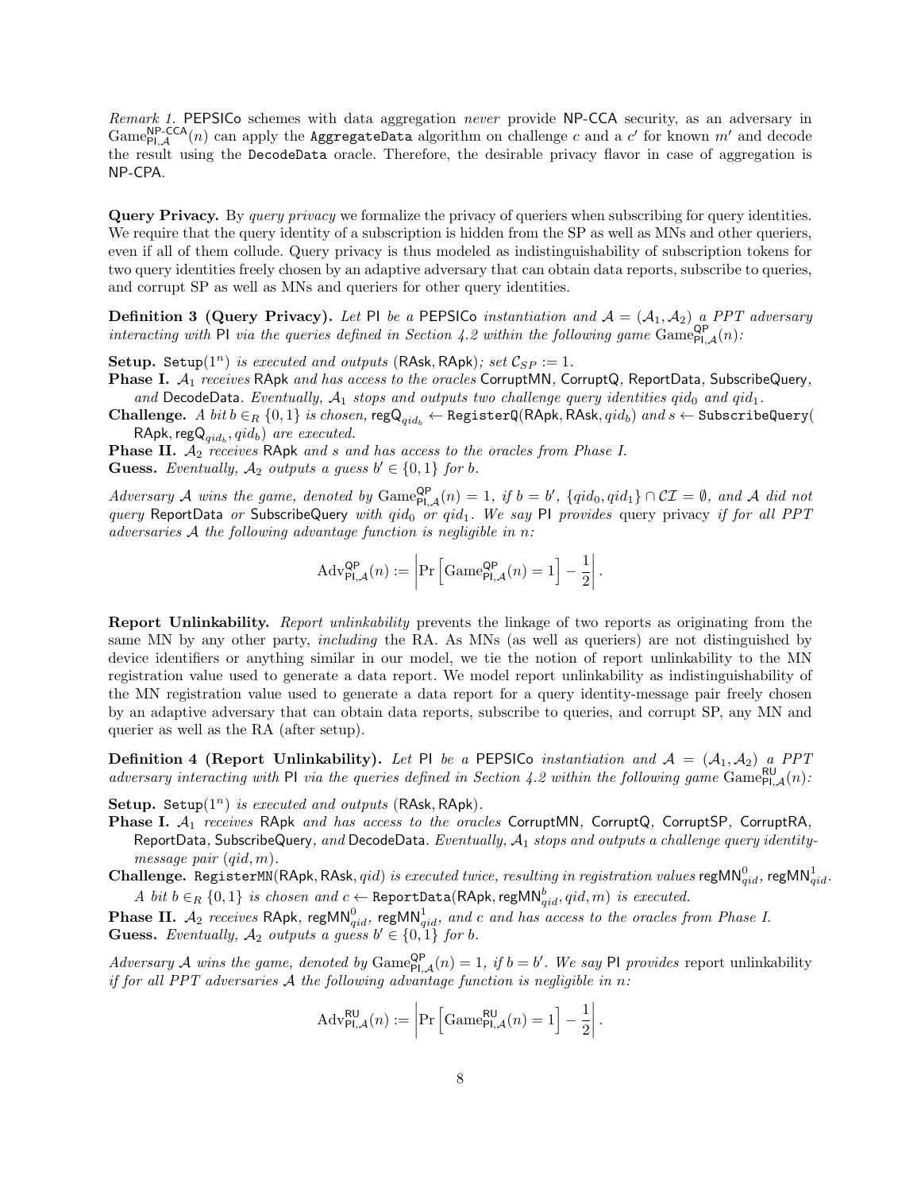*Remark 1.* PEPSICo schemes with data aggregation *never* provide NP-CCA security, as an adversary in $\text{Game}^{\mathsf{NP\text{-}CCA}}_{\mathsf{PI},\mathcal{A}}(n)$ can apply the `AggregateData` algorithm on challenge $c$ and a $c'$ for known $m'$ and decode the result using the `DecodeData` oracle. Therefore, the desirable privacy flavor in case of aggregation is NP-CPA.

**Query Privacy.** By *query privacy* we formalize the privacy of queriers when subscribing for query identities. We require that the query identity of a subscription is hidden from the SP as well as MNs and other queriers, even if all of them collude. Query privacy is thus modeled as indistinguishability of subscription tokens for two query identities freely chosen by an adaptive adversary that can obtain data reports, subscribe to queries, and corrupt SP as well as MNs and queriers for other query identities.

**Definition 3 (Query Privacy).** *Let* PI *be a* PEPSICo *instantiation and* $\mathcal{A} = (\mathcal{A}_1, \mathcal{A}_2)$ *a PPT adversary interacting with* PI *via the queries defined in Section 4.2 within the following game* $\text{Game}^{\mathsf{QP}}_{\mathsf{PI},\mathcal{A}}(n)$*:*

**Setup.** $\mathtt{Setup}(1^n)$ *is executed and outputs* $(\mathsf{RAsk}, \mathsf{RApk})$*; set* $\mathcal{C}_{SP} := 1$*.*

**Phase I.** $\mathcal{A}_1$ *receives* RApk *and has access to the oracles* CorruptMN*,* CorruptQ*,* ReportData*,* SubscribeQuery*, and* DecodeData*. Eventually,* $\mathcal{A}_1$ *stops and outputs two challenge query identities* $qid_0$ *and* $qid_1$*.*

**Challenge.** *A bit* $b \in_R \{0,1\}$ *is chosen,* $\mathsf{regQ}_{qid_b} \leftarrow \mathtt{RegisterQ}(\mathsf{RApk}, \mathsf{RAsk}, qid_b)$ *and* $s \leftarrow \mathtt{SubscribeQuery}(\mathsf{RApk}, \mathsf{regQ}_{qid_b}, qid_b)$ *are executed.*

**Phase II.** $\mathcal{A}_2$ *receives* RApk *and* $s$ *and has access to the oracles from Phase I.*

**Guess.** *Eventually,* $\mathcal{A}_2$ *outputs a guess* $b' \in \{0,1\}$ *for* $b$*.*

*Adversary* $\mathcal{A}$ *wins the game, denoted by* $\text{Game}^{\mathsf{QP}}_{\mathsf{PI},\mathcal{A}}(n) = 1$*, if* $b = b'$*,* $\{qid_0, qid_1\} \cap \mathcal{CI} = \emptyset$*, and* $\mathcal{A}$ *did not query* ReportData *or* SubscribeQuery *with* $qid_0$ *or* $qid_1$*. We say* PI *provides* query privacy *if for all PPT adversaries* $\mathcal{A}$ *the following advantage function is negligible in* $n$*:*

$$\text{Adv}^{\mathsf{QP}}_{\mathsf{PI},\mathcal{A}}(n) := \left| \Pr\left[\text{Game}^{\mathsf{QP}}_{\mathsf{PI},\mathcal{A}}(n) = 1\right] - \frac{1}{2} \right|.$$

**Report Unlinkability.** *Report unlinkability* prevents the linkage of two reports as originating from the same MN by any other party, *including* the RA. As MNs (as well as queriers) are not distinguished by device identifiers or anything similar in our model, we tie the notion of report unlinkability to the MN registration value used to generate a data report. We model report unlinkability as indistinguishability of the MN registration value used to generate a data report for a query identity-message pair freely chosen by an adaptive adversary that can obtain data reports, subscribe to queries, and corrupt SP, any MN and querier as well as the RA (after setup).

**Definition 4 (Report Unlinkability).** *Let* PI *be a* PEPSICo *instantiation and* $\mathcal{A} = (\mathcal{A}_1, \mathcal{A}_2)$ *a PPT adversary interacting with* PI *via the queries defined in Section 4.2 within the following game* $\text{Game}^{\mathsf{RU}}_{\mathsf{PI},\mathcal{A}}(n)$*:*

**Setup.** $\mathtt{Setup}(1^n)$ *is executed and outputs* $(\mathsf{RAsk}, \mathsf{RApk})$*.*

**Phase I.** $\mathcal{A}_1$ *receives* RApk *and has access to the oracles* CorruptMN*,* CorruptQ*,* CorruptSP*,* CorruptRA*,* ReportData*,* SubscribeQuery*, and* DecodeData*. Eventually,* $\mathcal{A}_1$ *stops and outputs a challenge query identity-message pair* $(qid, m)$*.*

**Challenge.** $\mathtt{RegisterMN}(\mathsf{RApk}, \mathsf{RAsk}, qid)$ *is executed twice, resulting in registration values* $\mathsf{regMN}^0_{qid}$*,* $\mathsf{regMN}^1_{qid}$*. A bit* $b \in_R \{0,1\}$ *is chosen and* $c \leftarrow \mathtt{ReportData}(\mathsf{RApk}, \mathsf{regMN}^b_{qid}, qid, m)$ *is executed.*

**Phase II.** $\mathcal{A}_2$ *receives* RApk*,* $\mathsf{regMN}^0_{qid}$*,* $\mathsf{regMN}^1_{qid}$*, and* $c$ *and has access to the oracles from Phase I.*

**Guess.** *Eventually,* $\mathcal{A}_2$ *outputs a guess* $b' \in \{0,1\}$ *for* $b$*.*

*Adversary* $\mathcal{A}$ *wins the game, denoted by* $\text{Game}^{\mathsf{QP}}_{\mathsf{PI},\mathcal{A}}(n) = 1$*, if* $b = b'$*. We say* PI *provides* report unlinkability *if for all PPT adversaries* $\mathcal{A}$ *the following advantage function is negligible in* $n$*:*

$$\text{Adv}^{\mathsf{RU}}_{\mathsf{PI},\mathcal{A}}(n) := \left| \Pr\left[\text{Game}^{\mathsf{RU}}_{\mathsf{PI},\mathcal{A}}(n) = 1\right] - \frac{1}{2} \right|.$$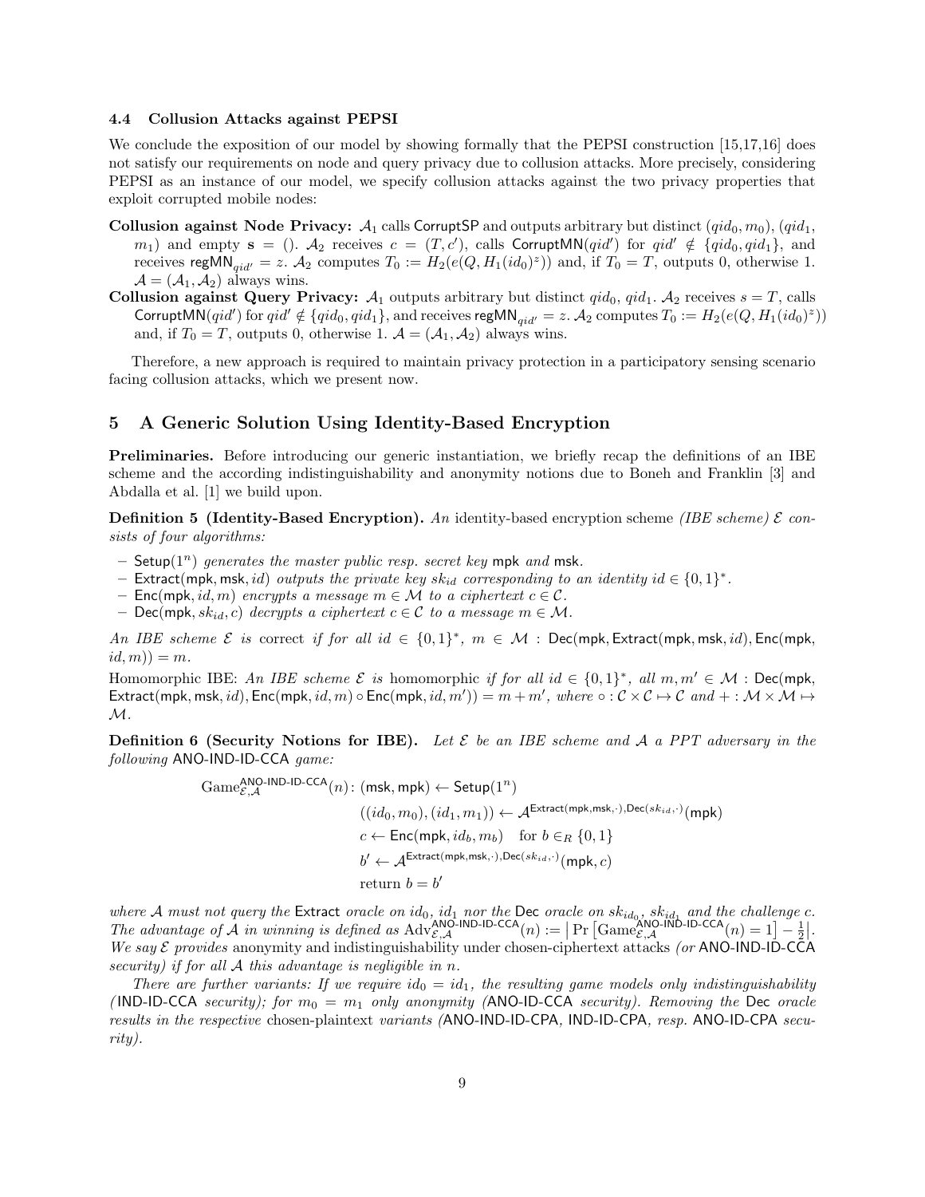### 4.4 Collusion Attacks against PEPSI

We conclude the exposition of our model by showing formally that the PEPSI construction [15,17,16] does not satisfy our requirements on node and query privacy due to collusion attacks. More precisely, considering PEPSI as an instance of our model, we specify collusion attacks against the two privacy properties that exploit corrupted mobile nodes:

**Collusion against Node Privacy:** $\mathcal{A}_1$ calls $\mathsf{CorruptSP}$ and outputs arbitrary but distinct $(qid_0, m_0)$, $(qid_1, m_1)$ and empty $\mathbf{s} = ()$. $\mathcal{A}_2$ receives $c = (T, c')$, calls $\mathsf{CorruptMN}(qid')$ for $qid' \notin \{qid_0, qid_1\}$, and receives $\mathsf{regMN}_{qid'} = z$. $\mathcal{A}_2$ computes $T_0 := H_2(e(Q, H_1(id_0)^z))$ and, if $T_0 = T$, outputs 0, otherwise 1. $\mathcal{A} = (\mathcal{A}_1, \mathcal{A}_2)$ always wins.

**Collusion against Query Privacy:** $\mathcal{A}_1$ outputs arbitrary but distinct $qid_0$, $qid_1$. $\mathcal{A}_2$ receives $s = T$, calls $\mathsf{CorruptMN}(qid')$ for $qid' \notin \{qid_0, qid_1\}$, and receives $\mathsf{regMN}_{qid'} = z$. $\mathcal{A}_2$ computes $T_0 := H_2(e(Q, H_1(id_0)^z))$ and, if $T_0 = T$, outputs 0, otherwise 1. $\mathcal{A} = (\mathcal{A}_1, \mathcal{A}_2)$ always wins.

Therefore, a new approach is required to maintain privacy protection in a participatory sensing scenario facing collusion attacks, which we present now.

## 5 A Generic Solution Using Identity-Based Encryption

**Preliminaries.** Before introducing our generic instantiation, we briefly recap the definitions of an IBE scheme and the according indistinguishability and anonymity notions due to Boneh and Franklin [3] and Abdalla et al. [1] we build upon.

**Definition 5 (Identity-Based Encryption).** *An* identity-based encryption scheme *(IBE scheme) $\mathcal{E}$ consists of four algorithms:*

- $\mathsf{Setup}(1^n)$ *generates the master public resp. secret key* $\mathsf{mpk}$ *and* $\mathsf{msk}$.
- $\mathsf{Extract}(\mathsf{mpk}, \mathsf{msk}, id)$ *outputs the private key $sk_{id}$ corresponding to an identity $id \in \{0,1\}^*$.*
- $\mathsf{Enc}(\mathsf{mpk}, id, m)$ *encrypts a message $m \in \mathcal{M}$ to a ciphertext $c \in \mathcal{C}$.*
- $\mathsf{Dec}(\mathsf{mpk}, sk_{id}, c)$ *decrypts a ciphertext $c \in \mathcal{C}$ to a message $m \in \mathcal{M}$.*

*An IBE scheme $\mathcal{E}$ is* correct *if for all $id \in \{0,1\}^*$, $m \in \mathcal{M}$ : $\mathsf{Dec}(\mathsf{mpk}, \mathsf{Extract}(\mathsf{mpk}, \mathsf{msk}, id), \mathsf{Enc}(\mathsf{mpk}, id, m)) = m$.*

Homomorphic IBE: *An IBE scheme $\mathcal{E}$ is* homomorphic *if for all $id \in \{0,1\}^*$, all $m, m' \in \mathcal{M}$ : $\mathsf{Dec}(\mathsf{mpk}, \mathsf{Extract}(\mathsf{mpk}, \mathsf{msk}, id), \mathsf{Enc}(\mathsf{mpk}, id, m) \circ \mathsf{Enc}(\mathsf{mpk}, id, m')) = m + m'$, where $\circ : \mathcal{C} \times \mathcal{C} \mapsto \mathcal{C}$ and $+ : \mathcal{M} \times \mathcal{M} \mapsto \mathcal{M}$.*

**Definition 6 (Security Notions for IBE).** *Let $\mathcal{E}$ be an IBE scheme and $\mathcal{A}$ a PPT adversary in the following* $\mathsf{ANO\text{-}IND\text{-}ID\text{-}CCA}$ *game:*

$$
\begin{aligned}
\mathrm{Game}_{\mathcal{E},\mathcal{A}}^{\mathsf{ANO\text{-}IND\text{-}ID\text{-}CCA}}(n):\ & (\mathsf{msk}, \mathsf{mpk}) \leftarrow \mathsf{Setup}(1^n) \\
& ((id_0, m_0), (id_1, m_1)) \leftarrow \mathcal{A}^{\mathsf{Extract}(\mathsf{mpk}, \mathsf{msk}, \cdot), \mathsf{Dec}(sk_{id}, \cdot)}(\mathsf{mpk}) \\
& c \leftarrow \mathsf{Enc}(\mathsf{mpk}, id_b, m_b) \quad \text{for } b \in_R \{0,1\} \\
& b' \leftarrow \mathcal{A}^{\mathsf{Extract}(\mathsf{mpk}, \mathsf{msk}, \cdot), \mathsf{Dec}(sk_{id}, \cdot)}(\mathsf{mpk}, c) \\
& \text{return } b = b'
\end{aligned}
$$

*where $\mathcal{A}$ must not query the* $\mathsf{Extract}$ *oracle on $id_0$, $id_1$ nor the* $\mathsf{Dec}$ *oracle on $sk_{id_0}$, $sk_{id_1}$ and the challenge $c$. The advantage of $\mathcal{A}$ in winning is defined as $\mathrm{Adv}_{\mathcal{E},\mathcal{A}}^{\mathsf{ANO\text{-}IND\text{-}ID\text{-}CCA}}(n) := \left| \Pr\left[\mathrm{Game}_{\mathcal{E},\mathcal{A}}^{\mathsf{ANO\text{-}IND\text{-}ID\text{-}CCA}}(n) = 1\right] - \frac{1}{2} \right|$. We say $\mathcal{E}$ provides* anonymity and indistinguishability under chosen-ciphertext attacks *(or* $\mathsf{ANO\text{-}IND\text{-}ID\text{-}CCA}$ *security) if for all $\mathcal{A}$ this advantage is negligible in $n$.*

*There are further variants: If we require $id_0 = id_1$, the resulting game models only indistinguishability (*$\mathsf{IND\text{-}ID\text{-}CCA}$ *security); for $m_0 = m_1$ only anonymity (*$\mathsf{ANO\text{-}ID\text{-}CCA}$ *security). Removing the* $\mathsf{Dec}$ *oracle results in the respective* chosen-plaintext *variants (*$\mathsf{ANO\text{-}IND\text{-}ID\text{-}CPA}$, $\mathsf{IND\text{-}ID\text{-}CPA}$, *resp.* $\mathsf{ANO\text{-}ID\text{-}CPA}$ *security).*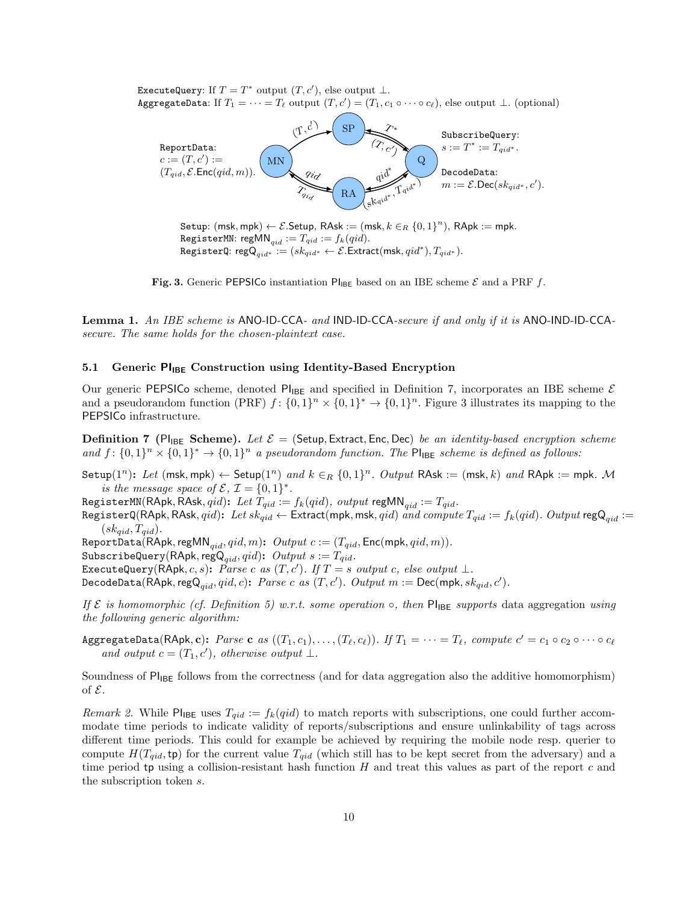ExecuteQuery: If $T = T^*$ output $(T, c')$, else output $\perp$.
AggregateData: If $T_1 = \cdots = T_\ell$ output $(T, c') = (T_1, c_1 \circ \cdots \circ c_\ell)$, else output $\perp$. (optional)

ReportData:
$c := (T, c') := (T_{qid}, \mathcal{E}.\mathsf{Enc}(qid, m))$.

SubscribeQuery:
$s := T^* := T_{qid^*}$.

DecodeData:
$m := \mathcal{E}.\mathsf{Dec}(sk_{qid^*}, c')$.

MN, SP, Q, RA

$(T, c')$, $T^*$, $(T, c')$, $qid$, $T_{qid}$, $qid^*$, $(sk_{qid^*}, T_{qid^*})$

Setup: $(\mathsf{msk}, \mathsf{mpk}) \leftarrow \mathcal{E}.\mathsf{Setup}$, $\mathsf{RAsk} := (\mathsf{msk}, k \in_R \{0,1\}^n)$, $\mathsf{RApk} := \mathsf{mpk}$.
RegisterMN: $\mathsf{regMN}_{qid} := T_{qid} := f_k(qid)$.
RegisterQ: $\mathsf{regQ}_{qid^*} := (sk_{qid^*} \leftarrow \mathcal{E}.\mathsf{Extract}(\mathsf{msk}, qid^*), T_{qid^*})$.

**Fig. 3.** Generic PEPSICo instantiation $\mathsf{PI}_{\mathsf{IBE}}$ based on an IBE scheme $\mathcal{E}$ and a PRF $f$.

**Lemma 1.** *An IBE scheme is* ANO-ID-CCA- *and* IND-ID-CCA*-secure if and only if it is* ANO-IND-ID-CCA*-secure. The same holds for the chosen-plaintext case.*

### 5.1 Generic $\mathsf{PI}_{\mathsf{IBE}}$ Construction using Identity-Based Encryption

Our generic PEPSICo scheme, denoted $\mathsf{PI}_{\mathsf{IBE}}$ and specified in Definition 7, incorporates an IBE scheme $\mathcal{E}$ and a pseudorandom function (PRF) $f\colon \{0,1\}^n \times \{0,1\}^* \to \{0,1\}^n$. Figure 3 illustrates its mapping to the PEPSICo infrastructure.

**Definition 7** ($\mathsf{PI}_{\mathsf{IBE}}$ **Scheme).** *Let $\mathcal{E} = (\mathsf{Setup}, \mathsf{Extract}, \mathsf{Enc}, \mathsf{Dec})$ be an identity-based encryption scheme and $f\colon \{0,1\}^n \times \{0,1\}^* \to \{0,1\}^n$ a pseudorandom function. The $\mathsf{PI}_{\mathsf{IBE}}$ scheme is defined as follows:*

Setup$(1^n)$**:** *Let $(\mathsf{msk}, \mathsf{mpk}) \leftarrow \mathsf{Setup}(1^n)$ and $k \in_R \{0,1\}^n$. Output $\mathsf{RAsk} := (\mathsf{msk}, k)$ and $\mathsf{RApk} := \mathsf{mpk}$. $\mathcal{M}$ is the message space of $\mathcal{E}$, $\mathcal{I} = \{0,1\}^*$.*

RegisterMN$(\mathsf{RApk}, \mathsf{RAsk}, qid)$**:** *Let $T_{qid} := f_k(qid)$, output $\mathsf{regMN}_{qid} := T_{qid}$.*

RegisterQ$(\mathsf{RApk}, \mathsf{RAsk}, qid)$**:** *Let $sk_{qid} \leftarrow \mathsf{Extract}(\mathsf{mpk}, \mathsf{msk}, qid)$ and compute $T_{qid} := f_k(qid)$. Output $\mathsf{regQ}_{qid} := (sk_{qid}, T_{qid})$.*

ReportData$(\mathsf{RApk}, \mathsf{regMN}_{qid}, qid, m)$**:** *Output $c := (T_{qid}, \mathsf{Enc}(\mathsf{mpk}, qid, m))$.*

SubscribeQuery$(\mathsf{RApk}, \mathsf{regQ}_{qid}, qid)$**:** *Output $s := T_{qid}$.*

ExecuteQuery$(\mathsf{RApk}, c, s)$**:** *Parse $c$ as $(T, c')$. If $T = s$ output $c$, else output $\perp$.*

DecodeData$(\mathsf{RApk}, \mathsf{regQ}_{qid}, qid, c)$**:** *Parse $c$ as $(T, c')$. Output $m := \mathsf{Dec}(\mathsf{mpk}, sk_{qid}, c')$.*

*If $\mathcal{E}$ is homomorphic (cf. Definition 5) w.r.t. some operation $\circ$, then $\mathsf{PI}_{\mathsf{IBE}}$ supports* data aggregation *using the following generic algorithm:*

AggregateData$(\mathsf{RApk}, \mathbf{c})$**:** *Parse $\mathbf{c}$ as $((T_1, c_1), \ldots, (T_\ell, c_\ell))$. If $T_1 = \cdots = T_\ell$, compute $c' = c_1 \circ c_2 \circ \cdots \circ c_\ell$ and output $c = (T_1, c')$, otherwise output $\perp$.*

Soundness of $\mathsf{PI}_{\mathsf{IBE}}$ follows from the correctness (and for data aggregation also the additive homomorphism) of $\mathcal{E}$.

*Remark 2.* While $\mathsf{PI}_{\mathsf{IBE}}$ uses $T_{qid} := f_k(qid)$ to match reports with subscriptions, one could further accommodate time periods to indicate validity of reports/subscriptions and ensure unlinkability of tags across different time periods. This could for example be achieved by requiring the mobile node resp. querier to compute $H(T_{qid}, \mathsf{tp})$ for the current value $T_{qid}$ (which still has to be kept secret from the adversary) and a time period $\mathsf{tp}$ using a collision-resistant hash function $H$ and treat this values as part of the report $c$ and the subscription token $s$.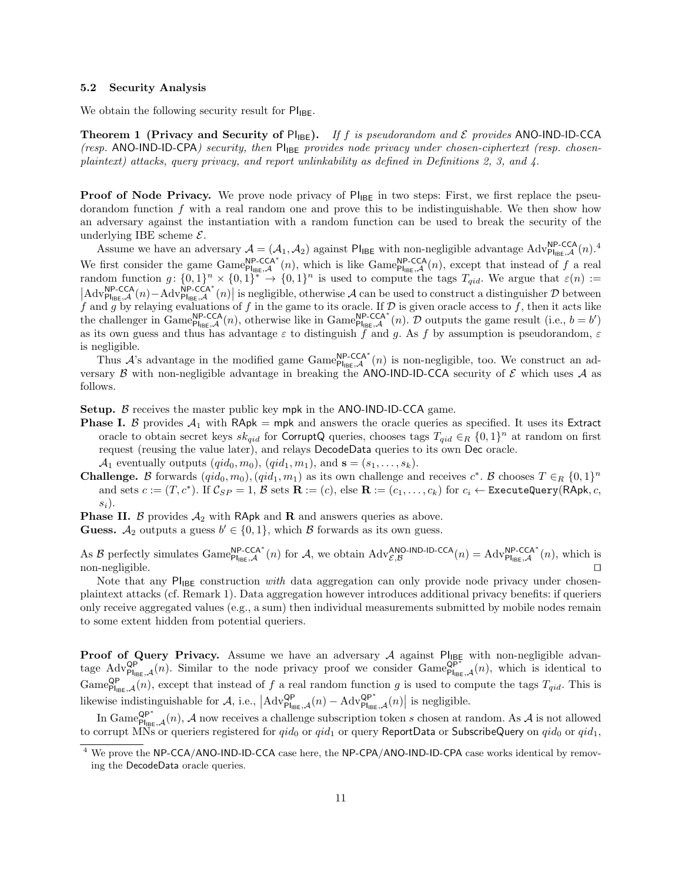### 5.2 Security Analysis

We obtain the following security result for $\mathsf{PI}_{\mathsf{IBE}}$.

**Theorem 1 (Privacy and Security of $\mathsf{PI}_{\mathsf{IBE}}$).** *If $f$ is pseudorandom and $\mathcal{E}$ provides* ANO-IND-ID-CCA *(resp.* ANO-IND-ID-CPA*) security, then $\mathsf{PI}_{\mathsf{IBE}}$ provides node privacy under chosen-ciphertext (resp. chosen-plaintext) attacks, query privacy, and report unlinkability as defined in Definitions 2, 3, and 4.*

**Proof of Node Privacy.** We prove node privacy of $\mathsf{PI}_{\mathsf{IBE}}$ in two steps: First, we first replace the pseudorandom function $f$ with a real random one and prove this to be indistinguishable. We then show how an adversary against the instantiation with a random function can be used to break the security of the underlying IBE scheme $\mathcal{E}$.

Assume we have an adversary $\mathcal{A} = (\mathcal{A}_1, \mathcal{A}_2)$ against $\mathsf{PI}_{\mathsf{IBE}}$ with non-negligible advantage $\mathrm{Adv}^{\mathsf{NP\text{-}CCA}}_{\mathsf{PI}_{\mathsf{IBE}},\mathcal{A}}(n)$.[4] We first consider the game $\mathrm{Game}^{\mathsf{NP\text{-}CCA}^*}_{\mathsf{PI}_{\mathsf{IBE}},\mathcal{A}}(n)$, which is like $\mathrm{Game}^{\mathsf{NP\text{-}CCA}}_{\mathsf{PI}_{\mathsf{IBE}},\mathcal{A}}(n)$, except that instead of $f$ a real random function $g\colon \{0,1\}^n \times \{0,1\}^* \to \{0,1\}^n$ is used to compute the tags $T_{qid}$. We argue that $\varepsilon(n) := \left|\mathrm{Adv}^{\mathsf{NP\text{-}CCA}}_{\mathsf{PI}_{\mathsf{IBE}},\mathcal{A}}(n) - \mathrm{Adv}^{\mathsf{NP\text{-}CCA}^*}_{\mathsf{PI}_{\mathsf{IBE}},\mathcal{A}}(n)\right|$ is negligible, otherwise $\mathcal{A}$ can be used to construct a distinguisher $\mathcal{D}$ between $f$ and $g$ by relaying evaluations of $f$ in the game to its oracle. If $\mathcal{D}$ is given oracle access to $f$, then it acts like the challenger in $\mathrm{Game}^{\mathsf{NP\text{-}CCA}}_{\mathsf{PI}_{\mathsf{IBE}},\mathcal{A}}(n)$, otherwise like in $\mathrm{Game}^{\mathsf{NP\text{-}CCA}^*}_{\mathsf{PI}_{\mathsf{IBE}},\mathcal{A}}(n)$. $\mathcal{D}$ outputs the game result (i.e., $b = b'$) as its own guess and thus has advantage $\varepsilon$ to distinguish $f$ and $g$. As $f$ by assumption is pseudorandom, $\varepsilon$ is negligible.

Thus $\mathcal{A}$'s advantage in the modified game $\mathrm{Game}^{\mathsf{NP\text{-}CCA}^*}_{\mathsf{PI}_{\mathsf{IBE}},\mathcal{A}}(n)$ is non-negligible, too. We construct an adversary $\mathcal{B}$ with non-negligible advantage in breaking the ANO-IND-ID-CCA security of $\mathcal{E}$ which uses $\mathcal{A}$ as follows.

**Setup.** $\mathcal{B}$ receives the master public key $\mathsf{mpk}$ in the ANO-IND-ID-CCA game.

**Phase I.** $\mathcal{B}$ provides $\mathcal{A}_1$ with $\mathsf{RApk} = \mathsf{mpk}$ and answers the oracle queries as specified. It uses its Extract oracle to obtain secret keys $sk_{qid}$ for CorruptQ queries, chooses tags $T_{qid} \in_R \{0,1\}^n$ at random on first request (reusing the value later), and relays DecodeData queries to its own Dec oracle.
$\mathcal{A}_1$ eventually outputs $(qid_0, m_0)$, $(qid_1, m_1)$, and $\mathbf{s} = (s_1, \ldots, s_k)$.

**Challenge.** $\mathcal{B}$ forwards $(qid_0, m_0), (qid_1, m_1)$ as its own challenge and receives $c^*$. $\mathcal{B}$ chooses $T \in_R \{0,1\}^n$ and sets $c := (T, c^*)$. If $\mathcal{C}_{SP} = 1$, $\mathcal{B}$ sets $\mathbf{R} := (c)$, else $\mathbf{R} := (c_1, \ldots, c_k)$ for $c_i \leftarrow \mathtt{ExecuteQuery}(\mathsf{RApk}, c, s_i)$.

**Phase II.** $\mathcal{B}$ provides $\mathcal{A}_2$ with $\mathsf{RApk}$ and $\mathbf{R}$ and answers queries as above.

**Guess.** $\mathcal{A}_2$ outputs a guess $b' \in \{0,1\}$, which $\mathcal{B}$ forwards as its own guess.

As $\mathcal{B}$ perfectly simulates $\mathrm{Game}^{\mathsf{NP\text{-}CCA}^*}_{\mathsf{PI}_{\mathsf{IBE}},\mathcal{A}}(n)$ for $\mathcal{A}$, we obtain $\mathrm{Adv}^{\mathsf{ANO\text{-}IND\text{-}ID\text{-}CCA}}_{\mathcal{E},\mathcal{B}}(n) = \mathrm{Adv}^{\mathsf{NP\text{-}CCA}^*}_{\mathsf{PI}_{\mathsf{IBE}},\mathcal{A}}(n)$, which is non-negligible. $\square$

Note that any $\mathsf{PI}_{\mathsf{IBE}}$ construction *with* data aggregation can only provide node privacy under chosen-plaintext attacks (cf. Remark 1). Data aggregation however introduces additional privacy benefits: if queriers only receive aggregated values (e.g., a sum) then individual measurements submitted by mobile nodes remain to some extent hidden from potential queriers.

**Proof of Query Privacy.** Assume we have an adversary $\mathcal{A}$ against $\mathsf{PI}_{\mathsf{IBE}}$ with non-negligible advantage $\mathrm{Adv}^{\mathsf{QP}}_{\mathsf{PI}_{\mathsf{IBE}},\mathcal{A}}(n)$. Similar to the node privacy proof we consider $\mathrm{Game}^{\mathsf{QP}^*}_{\mathsf{PI}_{\mathsf{IBE}},\mathcal{A}}(n)$, which is identical to $\mathrm{Game}^{\mathsf{QP}}_{\mathsf{PI}_{\mathsf{IBE}},\mathcal{A}}(n)$, except that instead of $f$ a real random function $g$ is used to compute the tags $T_{qid}$. This is likewise indistinguishable for $\mathcal{A}$, i.e., $\left|\mathrm{Adv}^{\mathsf{QP}}_{\mathsf{PI}_{\mathsf{IBE}},\mathcal{A}}(n) - \mathrm{Adv}^{\mathsf{QP}^*}_{\mathsf{PI}_{\mathsf{IBE}},\mathcal{A}}(n)\right|$ is negligible.

In $\mathrm{Game}^{\mathsf{QP}^*}_{\mathsf{PI}_{\mathsf{IBE}},\mathcal{A}}(n)$, $\mathcal{A}$ now receives a challenge subscription token $s$ chosen at random. As $\mathcal{A}$ is not allowed to corrupt MNs or queriers registered for $qid_0$ or $qid_1$ or query ReportData or SubscribeQuery on $qid_0$ or $qid_1$,

[4] We prove the NP-CCA/ANO-IND-ID-CCA case here, the NP-CPA/ANO-IND-ID-CPA case works identical by removing the DecodeData oracle queries.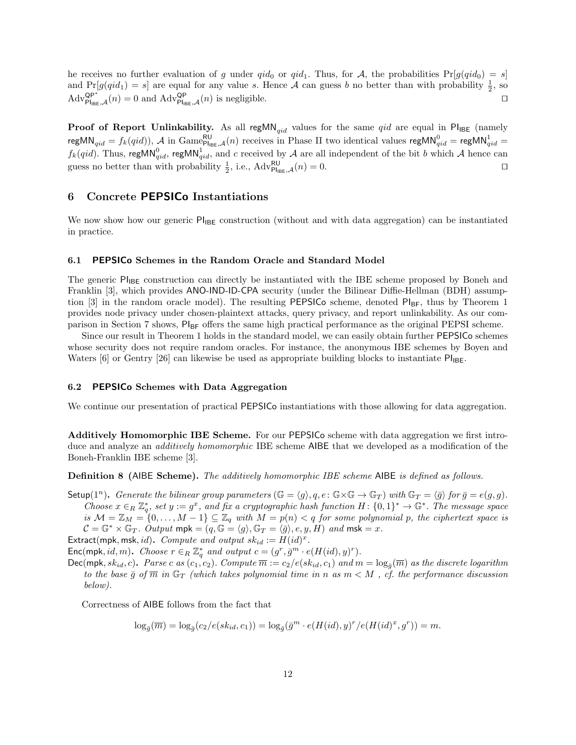he receives no further evaluation of $g$ under $qid_0$ or $qid_1$. Thus, for $\mathcal{A}$, the probabilities $\Pr[g(qid_0) = s]$ and $\Pr[g(qid_1) = s]$ are equal for any value $s$. Hence $\mathcal{A}$ can guess $b$ no better than with probability $\frac{1}{2}$, so $\mathrm{Adv}^{\mathsf{QP}^*}_{\mathsf{PI}_{\mathsf{IBE}},\mathcal{A}}(n) = 0$ and $\mathrm{Adv}^{\mathsf{QP}}_{\mathsf{PI}_{\mathsf{IBE}},\mathcal{A}}(n)$ is negligible. □

**Proof of Report Unlinkability.** As all $\mathsf{regMN}_{qid}$ values for the same $qid$ are equal in $\mathsf{PI}_{\mathsf{IBE}}$ (namely $\mathsf{regMN}_{qid} = f_k(qid)$), $\mathcal{A}$ in $\mathrm{Game}^{\mathsf{RU}}_{\mathsf{PI}_{\mathsf{IBE}},\mathcal{A}}(n)$ receives in Phase II two identical values $\mathsf{regMN}^0_{qid} = \mathsf{regMN}^1_{qid} = f_k(qid)$. Thus, $\mathsf{regMN}^0_{qid}$, $\mathsf{regMN}^1_{qid}$, and $c$ received by $\mathcal{A}$ are all independent of the bit $b$ which $\mathcal{A}$ hence can guess no better than with probability $\frac{1}{2}$, i.e., $\mathrm{Adv}^{\mathsf{RU}}_{\mathsf{PI}_{\mathsf{IBE}},\mathcal{A}}(n) = 0$. □

## 6 Concrete PEPSICo Instantiations

We now show how our generic $\mathsf{PI}_{\mathsf{IBE}}$ construction (without and with data aggregation) can be instantiated in practice.

### 6.1 PEPSICo Schemes in the Random Oracle and Standard Model

The generic $\mathsf{PI}_{\mathsf{IBE}}$ construction can directly be instantiated with the IBE scheme proposed by Boneh and Franklin [3], which provides ANO-IND-ID-CPA security (under the Bilinear Diffie-Hellman (BDH) assumption [3] in the random oracle model). The resulting PEPSICo scheme, denoted $\mathsf{PI}_{\mathsf{BF}}$, thus by Theorem 1 provides node privacy under chosen-plaintext attacks, query privacy, and report unlinkability. As our comparison in Section 7 shows, $\mathsf{PI}_{\mathsf{BF}}$ offers the same high practical performance as the original PEPSI scheme.

Since our result in Theorem 1 holds in the standard model, we can easily obtain further PEPSICo schemes whose security does not require random oracles. For instance, the anonymous IBE schemes by Boyen and Waters [6] or Gentry [26] can likewise be used as appropriate building blocks to instantiate $\mathsf{PI}_{\mathsf{IBE}}$.

### 6.2 PEPSICo Schemes with Data Aggregation

We continue our presentation of practical PEPSICo instantiations with those allowing for data aggregation.

**Additively Homomorphic IBE Scheme.** For our PEPSICo scheme with data aggregation we first introduce and analyze an *additively homomorphic* IBE scheme AIBE that we developed as a modification of the Boneh-Franklin IBE scheme [3].

**Definition 8 (AIBE Scheme).** *The additively homomorphic IBE scheme* AIBE *is defined as follows.*

$\mathsf{Setup}(1^n)$*. Generate the bilinear group parameters $(\mathbb{G} = \langle g \rangle, q, e \colon \mathbb{G} \times \mathbb{G} \to \mathbb{G}_T)$ with $\mathbb{G}_T = \langle \bar{g} \rangle$ for $\bar{g} = e(g, g)$. Choose $x \in_R \mathbb{Z}_q^*$, set $y := g^x$, and fix a cryptographic hash function $H \colon \{0,1\}^* \to \mathbb{G}^*$. The message space is $\mathcal{M} = \mathbb{Z}_M = \{0, \ldots, M-1\} \subseteq \mathbb{Z}_q$ with $M = p(n) < q$ for some polynomial $p$, the ciphertext space is $\mathcal{C} = \mathbb{G}^* \times \mathbb{G}_T$. Output $\mathsf{mpk} = (q, \mathbb{G} = \langle g \rangle, \mathbb{G}_T = \langle \bar{g} \rangle, e, y, H)$ and $\mathsf{msk} = x$.*

$\mathsf{Extract}(\mathsf{mpk}, \mathsf{msk}, id)$*. Compute and output $sk_{id} := H(id)^x$.*

$\mathsf{Enc}(\mathsf{mpk}, id, m)$*. Choose $r \in_R \mathbb{Z}_q^*$ and output $c = (g^r, \bar{g}^m \cdot e(H(id), y)^r)$.*

$\mathsf{Dec}(\mathsf{mpk}, sk_{id}, c)$*. Parse $c$ as $(c_1, c_2)$. Compute $\overline{m} := c_2 / e(sk_{id}, c_1)$ and $m = \log_{\bar{g}}(\overline{m})$ as the discrete logarithm to the base $\bar{g}$ of $\overline{m}$ in $\mathbb{G}_T$ (which takes polynomial time in $n$ as $m < M$ , cf. the performance discussion below).*

Correctness of AIBE follows from the fact that

$$\log_{\bar{g}}(\overline{m}) = \log_{\bar{g}}(c_2 / e(sk_{id}, c_1)) = \log_{\bar{g}}(\bar{g}^m \cdot e(H(id), y)^r / e(H(id)^x, g^r)) = m.$$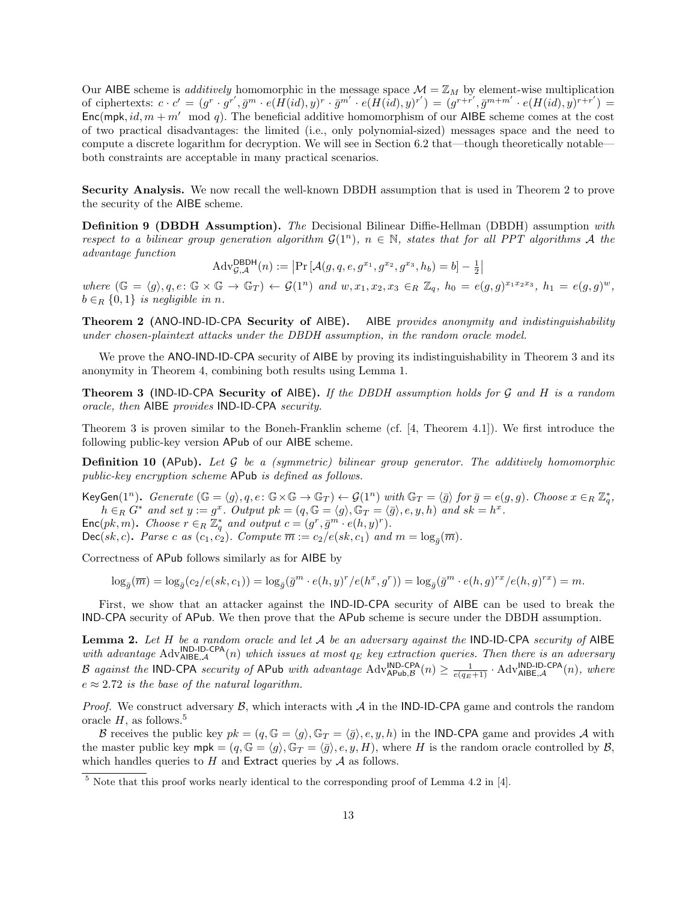Our AIBE scheme is *additively* homomorphic in the message space $\mathcal{M} = \mathbb{Z}_M$ by element-wise multiplication of ciphertexts: $c \cdot c' = (g^r \cdot g^{r'}, \bar{g}^m \cdot e(H(id), y)^r \cdot \bar{g}^{m'} \cdot e(H(id), y)^{r'}) = (g^{r+r'}, \bar{g}^{m+m'} \cdot e(H(id), y)^{r+r'}) = \mathsf{Enc}(\mathsf{mpk}, id, m + m' \mod q)$. The beneficial additive homomorphism of our AIBE scheme comes at the cost of two practical disadvantages: the limited (i.e., only polynomial-sized) messages space and the need to compute a discrete logarithm for decryption. We will see in Section 6.2 that—though theoretically notable—both constraints are acceptable in many practical scenarios.

**Security Analysis.** We now recall the well-known DBDH assumption that is used in Theorem 2 to prove the security of the AIBE scheme.

**Definition 9 (DBDH Assumption).** *The* Decisional Bilinear Diffie-Hellman (DBDH) assumption *with respect to a bilinear group generation algorithm $\mathcal{G}(1^n)$, $n \in \mathbb{N}$, states that for all PPT algorithms $\mathcal{A}$ the advantage function*

$$\mathrm{Adv}^{\mathsf{DBDH}}_{\mathcal{G},\mathcal{A}}(n) := \left|\Pr\left[\mathcal{A}(g, q, e, g^{x_1}, g^{x_2}, g^{x_3}, h_b) = b\right] - \tfrac{1}{2}\right|$$

*where $(\mathbb{G} = \langle g \rangle, q, e\colon \mathbb{G} \times \mathbb{G} \to \mathbb{G}_T) \leftarrow \mathcal{G}(1^n)$ and $w, x_1, x_2, x_3 \in_R \mathbb{Z}_q$, $h_0 = e(g,g)^{x_1 x_2 x_3}$, $h_1 = e(g,g)^w$, $b \in_R \{0,1\}$ is negligible in $n$.*

**Theorem 2 (ANO-IND-ID-CPA Security of AIBE).** *AIBE provides anonymity and indistinguishability under chosen-plaintext attacks under the DBDH assumption, in the random oracle model.*

We prove the ANO-IND-ID-CPA security of AIBE by proving its indistinguishability in Theorem 3 and its anonymity in Theorem 4, combining both results using Lemma 1.

**Theorem 3 (IND-ID-CPA Security of AIBE).** *If the DBDH assumption holds for $\mathcal{G}$ and $H$ is a random oracle, then AIBE provides IND-ID-CPA security.*

Theorem 3 is proven similar to the Boneh-Franklin scheme (cf. [4, Theorem 4.1]). We first introduce the following public-key version APub of our AIBE scheme.

**Definition 10 (APub).** *Let $\mathcal{G}$ be a (symmetric) bilinear group generator. The additively homomorphic public-key encryption scheme APub is defined as follows.*

$\mathsf{KeyGen}(1^n)$**.** *Generate $(\mathbb{G} = \langle g \rangle, q, e\colon \mathbb{G} \times \mathbb{G} \to \mathbb{G}_T) \leftarrow \mathcal{G}(1^n)$ with $\mathbb{G}_T = \langle \bar{g} \rangle$ for $\bar{g} = e(g,g)$. Choose $x \in_R \mathbb{Z}_q^*$, $h \in_R G^*$ and set $y := g^x$. Output $pk = (q, \mathbb{G} = \langle g \rangle, \mathbb{G}_T = \langle \bar{g} \rangle, e, y, h)$ and $sk = h^x$.*

$\mathsf{Enc}(pk, m)$**.** *Choose $r \in_R \mathbb{Z}_q^*$ and output $c = (g^r, \bar{g}^m \cdot e(h, y)^r)$.*

$\mathsf{Dec}(sk, c)$**.** *Parse $c$ as $(c_1, c_2)$. Compute $\overline{m} := c_2 / e(sk, c_1)$ and $m = \log_{\bar{g}}(\overline{m})$.*

Correctness of APub follows similarly as for AIBE by

$$\log_{\bar{g}}(\overline{m}) = \log_{\bar{g}}(c_2/e(sk, c_1)) = \log_{\bar{g}}(\bar{g}^m \cdot e(h,y)^r / e(h^x, g^r)) = \log_{\bar{g}}(\bar{g}^m \cdot e(h,g)^{rx} / e(h,g)^{rx}) = m.$$

First, we show that an attacker against the IND-ID-CPA security of AIBE can be used to break the IND-CPA security of APub. We then prove that the APub scheme is secure under the DBDH assumption.

**Lemma 2.** *Let $H$ be a random oracle and let $\mathcal{A}$ be an adversary against the IND-ID-CPA security of AIBE with advantage $\mathrm{Adv}^{\mathsf{IND\text{-}ID\text{-}CPA}}_{\mathsf{AIBE},\mathcal{A}}(n)$ which issues at most $q_E$ key extraction queries. Then there is an adversary $\mathcal{B}$ against the IND-CPA security of APub with advantage $\mathrm{Adv}^{\mathsf{IND\text{-}CPA}}_{\mathsf{APub},\mathcal{B}}(n) \geq \frac{1}{e(q_E+1)} \cdot \mathrm{Adv}^{\mathsf{IND\text{-}ID\text{-}CPA}}_{\mathsf{AIBE},\mathcal{A}}(n)$, where $e \approx 2.72$ is the base of the natural logarithm.*

*Proof.* We construct adversary $\mathcal{B}$, which interacts with $\mathcal{A}$ in the IND-ID-CPA game and controls the random oracle $H$, as follows.[5]

$\mathcal{B}$ receives the public key $pk = (q, \mathbb{G} = \langle g \rangle, \mathbb{G}_T = \langle \bar{g} \rangle, e, y, h)$ in the IND-CPA game and provides $\mathcal{A}$ with the master public key $\mathsf{mpk} = (q, \mathbb{G} = \langle g \rangle, \mathbb{G}_T = \langle \bar{g} \rangle, e, y, H)$, where $H$ is the random oracle controlled by $\mathcal{B}$, which handles queries to $H$ and Extract queries by $\mathcal{A}$ as follows.

[5] Note that this proof works nearly identical to the corresponding proof of Lemma 4.2 in [4].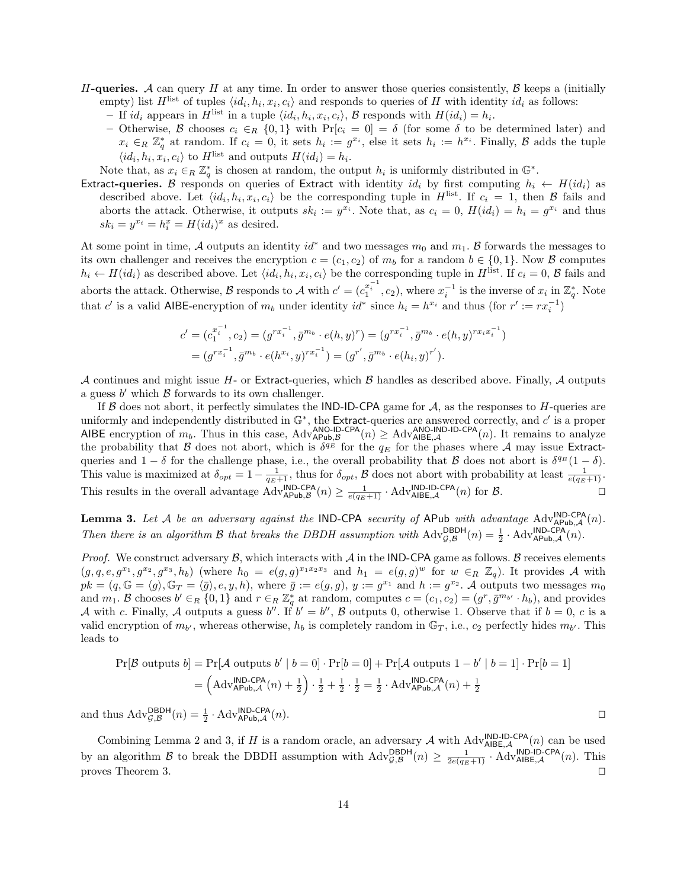**$H$-queries.** $\mathcal{A}$ can query $H$ at any time. In order to answer those queries consistently, $\mathcal{B}$ keeps a (initially empty) list $H^{\text{list}}$ of tuples $\langle id_i, h_i, x_i, c_i\rangle$ and responds to queries of $H$ with identity $id_i$ as follows:

- If $id_i$ appears in $H^{\text{list}}$ in a tuple $\langle id_i, h_i, x_i, c_i\rangle$, $\mathcal{B}$ responds with $H(id_i) = h_i$.
- Otherwise, $\mathcal{B}$ chooses $c_i \in_R \{0,1\}$ with $\Pr[c_i = 0] = \delta$ (for some $\delta$ to be determined later) and $x_i \in_R \mathbb{Z}_q^*$ at random. If $c_i = 0$, it sets $h_i := g^{x_i}$, else it sets $h_i := h^{x_i}$. Finally, $\mathcal{B}$ adds the tuple $\langle id_i, h_i, x_i, c_i\rangle$ to $H^{\text{list}}$ and outputs $H(id_i) = h_i$.

Note that, as $x_i \in_R \mathbb{Z}_q^*$ is chosen at random, the output $h_i$ is uniformly distributed in $\mathbb{G}^*$.

**$\mathsf{Extract}$-queries.** $\mathcal{B}$ responds on queries of $\mathsf{Extract}$ with identity $id_i$ by first computing $h_i \leftarrow H(id_i)$ as described above. Let $\langle id_i, h_i, x_i, c_i\rangle$ be the corresponding tuple in $H^{\text{list}}$. If $c_i = 1$, then $\mathcal{B}$ fails and aborts the attack. Otherwise, it outputs $sk_i := y^{x_i}$. Note that, as $c_i = 0$, $H(id_i) = h_i = g^{x_i}$ and thus $sk_i = y^{x_i} = h_i^x = H(id_i)^x$ as desired.

At some point in time, $\mathcal{A}$ outputs an identity $id^*$ and two messages $m_0$ and $m_1$. $\mathcal{B}$ forwards the messages to its own challenger and receives the encryption $c = (c_1, c_2)$ of $m_b$ for a random $b \in \{0,1\}$. Now $\mathcal{B}$ computes $h_i \leftarrow H(id_i)$ as described above. Let $\langle id_i, h_i, x_i, c_i\rangle$ be the corresponding tuple in $H^{\text{list}}$. If $c_i = 0$, $\mathcal{B}$ fails and aborts the attack. Otherwise, $\mathcal{B}$ responds to $\mathcal{A}$ with $c' = (c_1^{x_i^{-1}}, c_2)$, where $x_i^{-1}$ is the inverse of $x_i$ in $\mathbb{Z}_q^*$. Note that $c'$ is a valid $\mathsf{AIBE}$-encryption of $m_b$ under identity $id^*$ since $h_i = h^{x_i}$ and thus (for $r' := r x_i^{-1}$)

$$
\begin{aligned}
c' &= (c_1^{x_i^{-1}}, c_2) = (g^{r x_i^{-1}}, \bar{g}^{m_b} \cdot e(h,y)^r) = (g^{r x_i^{-1}}, \bar{g}^{m_b} \cdot e(h,y)^{r x_i x_i^{-1}}) \\
&= (g^{r x_i^{-1}}, \bar{g}^{m_b} \cdot e(h^{x_i}, y)^{r x_i^{-1}}) = (g^{r'}, \bar{g}^{m_b} \cdot e(h_i, y)^{r'}).
\end{aligned}
$$

$\mathcal{A}$ continues and might issue $H$- or $\mathsf{Extract}$-queries, which $\mathcal{B}$ handles as described above. Finally, $\mathcal{A}$ outputs a guess $b'$ which $\mathcal{B}$ forwards to its own challenger.

If $\mathcal{B}$ does not abort, it perfectly simulates the $\mathsf{IND\text{-}ID\text{-}CPA}$ game for $\mathcal{A}$, as the responses to $H$-queries are uniformly and independently distributed in $\mathbb{G}^*$, the $\mathsf{Extract}$-queries are answered correctly, and $c'$ is a proper $\mathsf{AIBE}$ encryption of $m_b$. Thus in this case, $\mathrm{Adv}^{\mathsf{ANO\text{-}ID\text{-}CPA}}_{\mathsf{APub},\mathcal{B}}(n) \geq \mathrm{Adv}^{\mathsf{ANO\text{-}IND\text{-}ID\text{-}CPA}}_{\mathsf{AIBE},\mathcal{A}}(n)$. It remains to analyze the probability that $\mathcal{B}$ does not abort, which is $\delta^{q_E}$ for the $q_E$ for the phases where $\mathcal{A}$ may issue $\mathsf{Extract}$-queries and $1 - \delta$ for the challenge phase, i.e., the overall probability that $\mathcal{B}$ does not abort is $\delta^{q_E}(1-\delta)$. This value is maximized at $\delta_{opt} = 1 - \frac{1}{q_E+1}$, thus for $\delta_{opt}$, $\mathcal{B}$ does not abort with probability at least $\frac{1}{e(q_E+1)}$. This results in the overall advantage $\mathrm{Adv}^{\mathsf{IND\text{-}CPA}}_{\mathsf{APub},\mathcal{B}}(n) \geq \frac{1}{e(q_E+1)} \cdot \mathrm{Adv}^{\mathsf{IND\text{-}ID\text{-}CPA}}_{\mathsf{AIBE},\mathcal{A}}(n)$ for $\mathcal{B}$. $\square$

**Lemma 3.** *Let $\mathcal{A}$ be an adversary against the $\mathsf{IND\text{-}CPA}$ security of $\mathsf{APub}$ with advantage $\mathrm{Adv}^{\mathsf{IND\text{-}CPA}}_{\mathsf{APub},\mathcal{A}}(n)$. Then there is an algorithm $\mathcal{B}$ that breaks the DBDH assumption with $\mathrm{Adv}^{\mathsf{DBDH}}_{\mathcal{G},\mathcal{B}}(n) = \frac{1}{2} \cdot \mathrm{Adv}^{\mathsf{IND\text{-}CPA}}_{\mathsf{APub},\mathcal{A}}(n)$.*

*Proof.* We construct adversary $\mathcal{B}$, which interacts with $\mathcal{A}$ in the $\mathsf{IND\text{-}CPA}$ game as follows. $\mathcal{B}$ receives elements $(g, q, e, g^{x_1}, g^{x_2}, g^{x_3}, h_b)$ (where $h_0 = e(g,g)^{x_1 x_2 x_3}$ and $h_1 = e(g,g)^w$ for $w \in_R \mathbb{Z}_q$). It provides $\mathcal{A}$ with $pk = (q, \mathbb{G} = \langle g\rangle, \mathbb{G}_T = \langle \bar{g}\rangle, e, y, h)$, where $\bar{g} := e(g,g)$, $y := g^{x_1}$ and $h := g^{x_2}$. $\mathcal{A}$ outputs two messages $m_0$ and $m_1$. $\mathcal{B}$ chooses $b' \in_R \{0,1\}$ and $r \in_R \mathbb{Z}_q^*$ at random, computes $c = (c_1, c_2) = (g^r, \bar{g}^{m_{b'}} \cdot h_b)$, and provides $\mathcal{A}$ with $c$. Finally, $\mathcal{A}$ outputs a guess $b''$. If $b' = b''$, $\mathcal{B}$ outputs 0, otherwise 1. Observe that if $b = 0$, $c$ is a valid encryption of $m_{b'}$, whereas otherwise, $h_b$ is completely random in $\mathbb{G}_T$, i.e., $c_2$ perfectly hides $m_{b'}$. This leads to

$$
\begin{aligned}
\Pr[\mathcal{B} \text{ outputs } b] &= \Pr[\mathcal{A} \text{ outputs } b' \mid b = 0] \cdot \Pr[b = 0] + \Pr[\mathcal{A} \text{ outputs } 1 - b' \mid b = 1] \cdot \Pr[b = 1] \\
&= \left(\mathrm{Adv}^{\mathsf{IND\text{-}CPA}}_{\mathsf{APub},\mathcal{A}}(n) + \tfrac{1}{2}\right) \cdot \tfrac{1}{2} + \tfrac{1}{2} \cdot \tfrac{1}{2} = \tfrac{1}{2} \cdot \mathrm{Adv}^{\mathsf{IND\text{-}CPA}}_{\mathsf{APub},\mathcal{A}}(n) + \tfrac{1}{2}
\end{aligned}
$$

and thus $\mathrm{Adv}^{\mathsf{DBDH}}_{\mathcal{G},\mathcal{B}}(n) = \frac{1}{2} \cdot \mathrm{Adv}^{\mathsf{IND\text{-}CPA}}_{\mathsf{APub},\mathcal{A}}(n)$. $\square$

Combining Lemma 2 and 3, if $H$ is a random oracle, an adversary $\mathcal{A}$ with $\mathrm{Adv}^{\mathsf{IND\text{-}ID\text{-}CPA}}_{\mathsf{AIBE},\mathcal{A}}(n)$ can be used by an algorithm $\mathcal{B}$ to break the DBDH assumption with $\mathrm{Adv}^{\mathsf{DBDH}}_{\mathcal{G},\mathcal{B}}(n) \geq \frac{1}{2e(q_E+1)} \cdot \mathrm{Adv}^{\mathsf{IND\text{-}ID\text{-}CPA}}_{\mathsf{AIBE},\mathcal{A}}(n)$. This proves Theorem 3. $\square$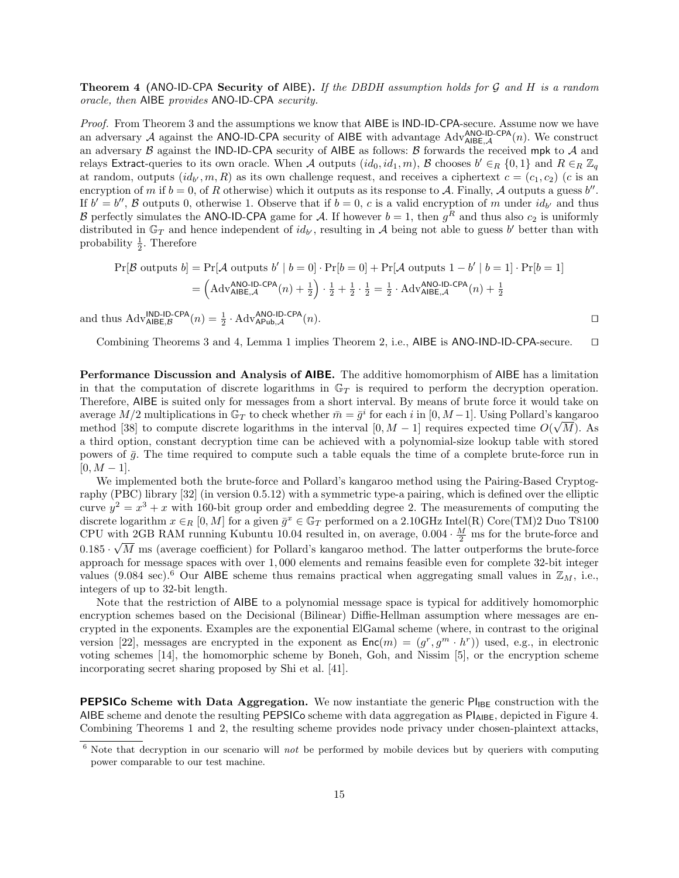**Theorem 4** (ANO-ID-CPA **Security of** AIBE). *If the DBDH assumption holds for $\mathcal{G}$ and $H$ is a random oracle, then* AIBE *provides* ANO-ID-CPA *security.*

*Proof.* From Theorem 3 and the assumptions we know that AIBE is IND-ID-CPA-secure. Assume now we have an adversary $\mathcal{A}$ against the ANO-ID-CPA security of AIBE with advantage $\mathrm{Adv}^{\mathsf{ANO\text{-}ID\text{-}CPA}}_{\mathsf{AIBE},\mathcal{A}}(n)$. We construct an adversary $\mathcal{B}$ against the IND-ID-CPA security of AIBE as follows: $\mathcal{B}$ forwards the received mpk to $\mathcal{A}$ and relays Extract-queries to its own oracle. When $\mathcal{A}$ outputs $(id_0, id_1, m)$, $\mathcal{B}$ chooses $b' \in_R \{0,1\}$ and $R \in_R \mathbb{Z}_q$ at random, outputs $(id_{b'}, m, R)$ as its own challenge request, and receives a ciphertext $c = (c_1, c_2)$ ($c$ is an encryption of $m$ if $b = 0$, of $R$ otherwise) which it outputs as its response to $\mathcal{A}$. Finally, $\mathcal{A}$ outputs a guess $b''$. If $b' = b''$, $\mathcal{B}$ outputs 0, otherwise 1. Observe that if $b = 0$, $c$ is a valid encryption of $m$ under $id_{b'}$ and thus $\mathcal{B}$ perfectly simulates the ANO-ID-CPA game for $\mathcal{A}$. If however $b = 1$, then $g^R$ and thus also $c_2$ is uniformly distributed in $\mathbb{G}_T$ and hence independent of $id_{b'}$, resulting in $\mathcal{A}$ being not able to guess $b'$ better than with probability $\frac{1}{2}$. Therefore

$$\Pr[\mathcal{B} \text{ outputs } b] = \Pr[\mathcal{A} \text{ outputs } b' \mid b = 0] \cdot \Pr[b = 0] + \Pr[\mathcal{A} \text{ outputs } 1 - b' \mid b = 1] \cdot \Pr[b = 1]$$
$$= \left(\mathrm{Adv}^{\mathsf{ANO\text{-}ID\text{-}CPA}}_{\mathsf{AIBE},\mathcal{A}}(n) + \tfrac{1}{2}\right) \cdot \tfrac{1}{2} + \tfrac{1}{2} \cdot \tfrac{1}{2} = \tfrac{1}{2} \cdot \mathrm{Adv}^{\mathsf{ANO\text{-}ID\text{-}CPA}}_{\mathsf{AIBE},\mathcal{A}}(n) + \tfrac{1}{2}$$

and thus $\mathrm{Adv}^{\mathsf{IND\text{-}ID\text{-}CPA}}_{\mathsf{AIBE},\mathcal{B}}(n) = \frac{1}{2} \cdot \mathrm{Adv}^{\mathsf{ANO\text{-}ID\text{-}CPA}}_{\mathsf{APub},\mathcal{A}}(n)$. □

Combining Theorems 3 and 4, Lemma 1 implies Theorem 2, i.e., AIBE is ANO-IND-ID-CPA-secure. □

**Performance Discussion and Analysis of AIBE.** The additive homomorphism of AIBE has a limitation in that the computation of discrete logarithms in $\mathbb{G}_T$ is required to perform the decryption operation. Therefore, AIBE is suited only for messages from a short interval. By means of brute force it would take on average $M/2$ multiplications in $\mathbb{G}_T$ to check whether $\bar{m} = \bar{g}^i$ for each $i$ in $[0, M-1]$. Using Pollard's kangaroo method [38] to compute discrete logarithms in the interval $[0, M-1]$ requires expected time $O(\sqrt{M})$. As a third option, constant decryption time can be achieved with a polynomial-size lookup table with stored powers of $\bar{g}$. The time required to compute such a table equals the time of a complete brute-force run in $[0, M-1]$.

We implemented both the brute-force and Pollard's kangaroo method using the Pairing-Based Cryptography (PBC) library [32] (in version 0.5.12) with a symmetric type-a pairing, which is defined over the elliptic curve $y^2 = x^3 + x$ with 160-bit group order and embedding degree 2. The measurements of computing the discrete logarithm $x \in_R [0, M]$ for a given $\bar{g}^x \in \mathbb{G}_T$ performed on a 2.10GHz Intel(R) Core(TM)2 Duo T8100 CPU with 2GB RAM running Kubuntu 10.04 resulted in, on average, $0.004 \cdot \frac{M}{2}$ ms for the brute-force and $0.185 \cdot \sqrt{M}$ ms (average coefficient) for Pollard's kangaroo method. The latter outperforms the brute-force approach for message spaces with over 1,000 elements and remains feasible even for complete 32-bit integer values (9.084 sec).[6] Our AIBE scheme thus remains practical when aggregating small values in $\mathbb{Z}_M$, i.e., integers of up to 32-bit length.

Note that the restriction of AIBE to a polynomial message space is typical for additively homomorphic encryption schemes based on the Decisional (Bilinear) Diffie-Hellman assumption where messages are encrypted in the exponents. Examples are the exponential ElGamal scheme (where, in contrast to the original version [22], messages are encrypted in the exponent as $\mathsf{Enc}(m) = (g^r, g^m \cdot h^r)$) used, e.g., in electronic voting schemes [14], the homomorphic scheme by Boneh, Goh, and Nissim [5], or the encryption scheme incorporating secret sharing proposed by Shi et al. [41].

**PEPSICo Scheme with Data Aggregation.** We now instantiate the generic $\mathsf{PI}_{\mathsf{IBE}}$ construction with the AIBE scheme and denote the resulting PEPSICo scheme with data aggregation as $\mathsf{PI}_{\mathsf{AIBE}}$, depicted in Figure 4. Combining Theorems 1 and 2, the resulting scheme provides node privacy under chosen-plaintext attacks,

[6] Note that decryption in our scenario will *not* be performed by mobile devices but by queriers with computing power comparable to our test machine.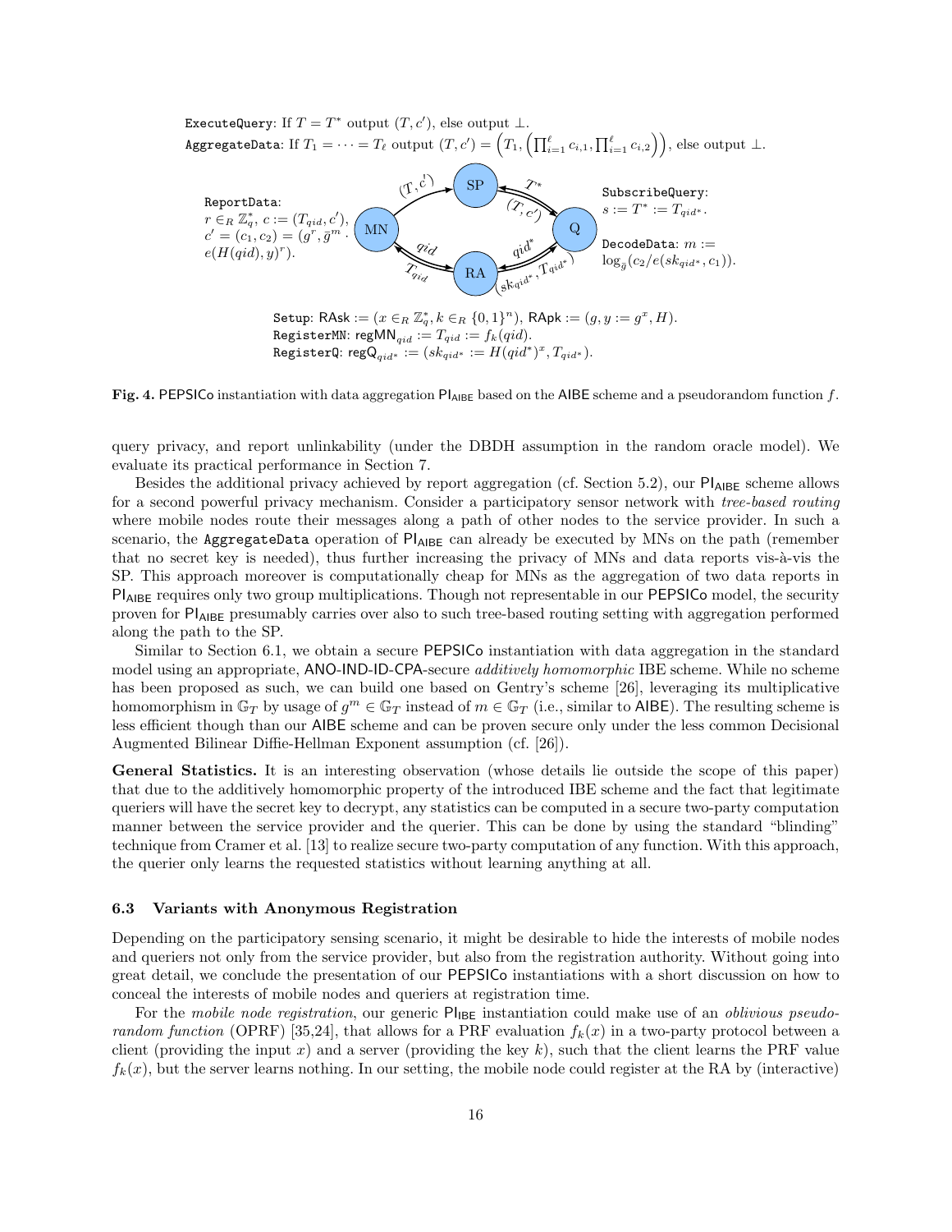ExecuteQuery: If $T = T^*$ output $(T, c')$, else output $\bot$.
AggregateData: If $T_1 = \cdots = T_\ell$ output $(T, c') = \left(T_1, \left(\prod_{i=1}^{\ell} c_{i,1}, \prod_{i=1}^{\ell} c_{i,2}\right)\right)$, else output $\bot$.

ReportData: $r \in_R \mathbb{Z}_q^*$, $c := (T_{qid}, c')$, $c' = (c_1, c_2) = (g^r, \bar{g}^m \cdot e(H(qid), y)^r)$.

MN, SP, Q, RA

$(T, c')$, $T^*$, $(T, c')$, $qid$, $T_{qid}$, $qid^*$, $(sk_{qid^*}, T_{qid^*})$

SubscribeQuery: $s := T^* := T_{qid^*}$.

DecodeData: $m := \log_{\bar{g}}(c_2 / e(sk_{qid^*}, c_1))$.

Setup: RAsk $:= (x \in_R \mathbb{Z}_q^*, k \in_R \{0,1\}^n)$, RApk $:= (g, y := g^x, H)$.
RegisterMN: $\mathsf{regMN}_{qid} := T_{qid} := f_k(qid)$.
RegisterQ: $\mathsf{regQ}_{qid^*} := (sk_{qid^*} := H(qid^*)^x, T_{qid^*})$.

**Fig. 4.** PEPSICo instantiation with data aggregation $\mathsf{PI_{AIBE}}$ based on the AIBE scheme and a pseudorandom function $f$.

query privacy, and report unlinkability (under the DBDH assumption in the random oracle model). We evaluate its practical performance in Section 7.

Besides the additional privacy achieved by report aggregation (cf. Section 5.2), our $\mathsf{PI_{AIBE}}$ scheme allows for a second powerful privacy mechanism. Consider a participatory sensor network with *tree-based routing* where mobile nodes route their messages along a path of other nodes to the service provider. In such a scenario, the AggregateData operation of $\mathsf{PI_{AIBE}}$ can already be executed by MNs on the path (remember that no secret key is needed), thus further increasing the privacy of MNs and data reports vis-à-vis the SP. This approach moreover is computationally cheap for MNs as the aggregation of two data reports in $\mathsf{PI_{AIBE}}$ requires only two group multiplications. Though not representable in our PEPSICo model, the security proven for $\mathsf{PI_{AIBE}}$ presumably carries over also to such tree-based routing setting with aggregation performed along the path to the SP.

Similar to Section 6.1, we obtain a secure PEPSICo instantiation with data aggregation in the standard model using an appropriate, ANO-IND-ID-CPA-secure *additively homomorphic* IBE scheme. While no scheme has been proposed as such, we can build one based on Gentry's scheme [26], leveraging its multiplicative homomorphism in $\mathbb{G}_T$ by usage of $g^m \in \mathbb{G}_T$ instead of $m \in \mathbb{G}_T$ (i.e., similar to AIBE). The resulting scheme is less efficient though than our AIBE scheme and can be proven secure only under the less common Decisional Augmented Bilinear Diffie-Hellman Exponent assumption (cf. [26]).

**General Statistics.** It is an interesting observation (whose details lie outside the scope of this paper) that due to the additively homomorphic property of the introduced IBE scheme and the fact that legitimate queriers will have the secret key to decrypt, any statistics can be computed in a secure two-party computation manner between the service provider and the querier. This can be done by using the standard "blinding" technique from Cramer et al. [13] to realize secure two-party computation of any function. With this approach, the querier only learns the requested statistics without learning anything at all.

### 6.3 Variants with Anonymous Registration

Depending on the participatory sensing scenario, it might be desirable to hide the interests of mobile nodes and queriers not only from the service provider, but also from the registration authority. Without going into great detail, we conclude the presentation of our PEPSICo instantiations with a short discussion on how to conceal the interests of mobile nodes and queriers at registration time.

For the *mobile node registration*, our generic $\mathsf{PI_{IBE}}$ instantiation could make use of an *oblivious pseudo-random function* (OPRF) [35,24], that allows for a PRF evaluation $f_k(x)$ in a two-party protocol between a client (providing the input $x$) and a server (providing the key $k$), such that the client learns the PRF value $f_k(x)$, but the server learns nothing. In our setting, the mobile node could register at the RA by (interactive)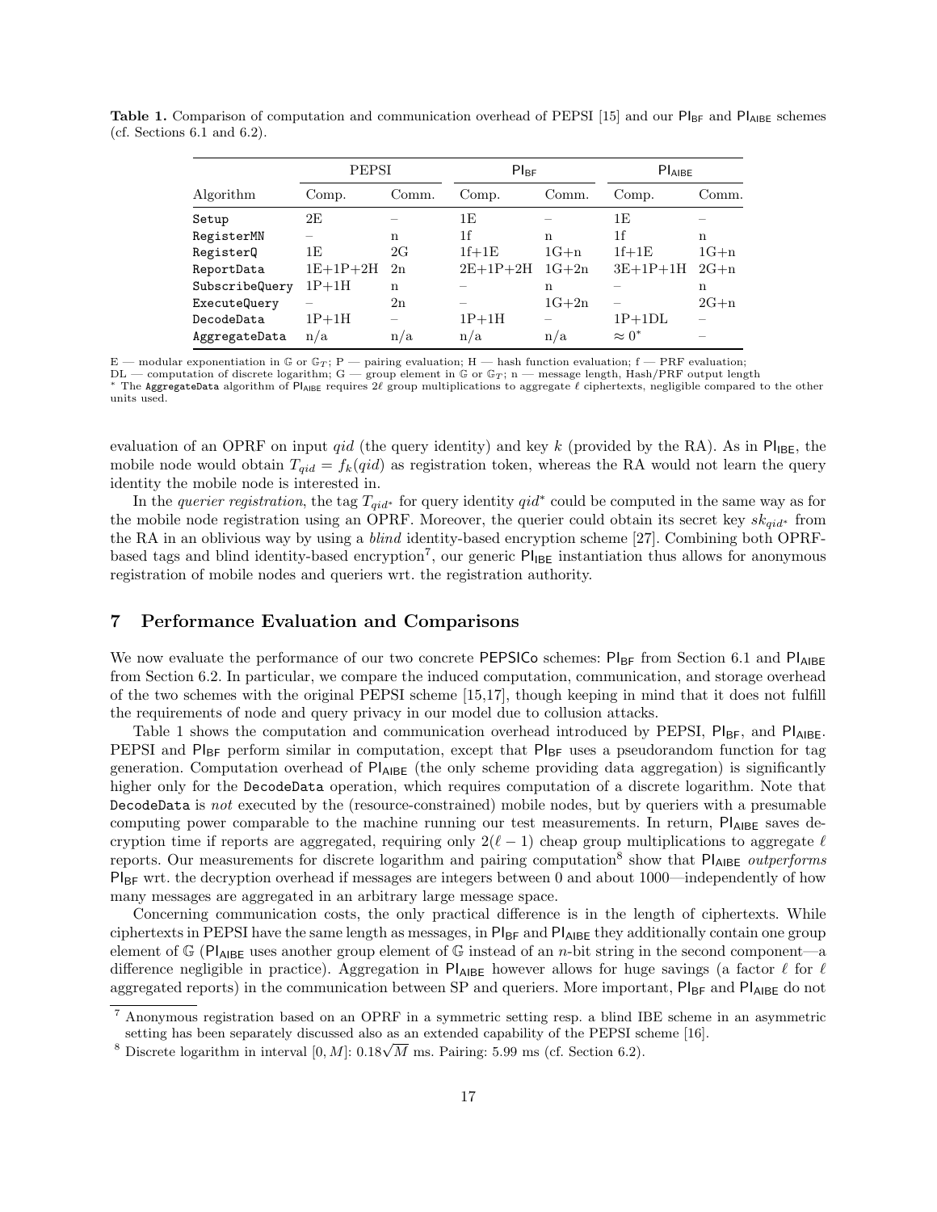**Table 1.** Comparison of computation and communication overhead of PEPSI [15] and our $\mathsf{PI}_{\mathsf{BF}}$ and $\mathsf{PI}_{\mathsf{AIBE}}$ schemes (cf. Sections 6.1 and 6.2).

| | PEPSI | | $\mathsf{PI}_{\mathsf{BF}}$ | | $\mathsf{PI}_{\mathsf{AIBE}}$ | |
|---|---|---|---|---|---|---|
| Algorithm | Comp. | Comm. | Comp. | Comm. | Comp. | Comm. |
| `Setup` | 2E | – | 1E | – | 1E | – |
| `RegisterMN` | – | n | 1f | n | 1f | n |
| `RegisterQ` | 1E | 2G | 1f+1E | 1G+n | 1f+1E | 1G+n |
| `ReportData` | 1E+1P+2H | 2n | 2E+1P+2H | 1G+2n | 3E+1P+1H | 2G+n |
| `SubscribeQuery` | 1P+1H | n | – | n | – | n |
| `ExecuteQuery` | – | 2n | – | 1G+2n | – | 2G+n |
| `DecodeData` | 1P+1H | – | 1P+1H | – | 1P+1DL | – |
| `AggregateData` | n/a | n/a | n/a | n/a | $\approx 0^*$ | – |

E — modular exponentiation in $\mathbb{G}$ or $\mathbb{G}_T$; P — pairing evaluation; H — hash function evaluation; f — PRF evaluation;
DL — computation of discrete logarithm; G — group element in $\mathbb{G}$ or $\mathbb{G}_T$; n — message length, Hash/PRF output length
* The `AggregateData` algorithm of $\mathsf{PI}_{\mathsf{AIBE}}$ requires $2\ell$ group multiplications to aggregate $\ell$ ciphertexts, negligible compared to the other units used.

evaluation of an OPRF on input $qid$ (the query identity) and key $k$ (provided by the RA). As in $\mathsf{PI}_{\mathsf{IBE}}$, the mobile node would obtain $T_{qid} = f_k(qid)$ as registration token, whereas the RA would not learn the query identity the mobile node is interested in.

In the *querier registration*, the tag $T_{qid^*}$ for query identity $qid^*$ could be computed in the same way as for the mobile node registration using an OPRF. Moreover, the querier could obtain its secret key $sk_{qid^*}$ from the RA in an oblivious way by using a *blind* identity-based encryption scheme [27]. Combining both OPRF-based tags and blind identity-based encryption[7], our generic $\mathsf{PI}_{\mathsf{IBE}}$ instantiation thus allows for anonymous registration of mobile nodes and queriers wrt. the registration authority.

## 7 Performance Evaluation and Comparisons

We now evaluate the performance of our two concrete PEPSICo schemes: $\mathsf{PI}_{\mathsf{BF}}$ from Section 6.1 and $\mathsf{PI}_{\mathsf{AIBE}}$ from Section 6.2. In particular, we compare the induced computation, communication, and storage overhead of the two schemes with the original PEPSI scheme [15,17], though keeping in mind that it does not fulfill the requirements of node and query privacy in our model due to collusion attacks.

Table 1 shows the computation and communication overhead introduced by PEPSI, $\mathsf{PI}_{\mathsf{BF}}$, and $\mathsf{PI}_{\mathsf{AIBE}}$. PEPSI and $\mathsf{PI}_{\mathsf{BF}}$ perform similar in computation, except that $\mathsf{PI}_{\mathsf{BF}}$ uses a pseudorandom function for tag generation. Computation overhead of $\mathsf{PI}_{\mathsf{AIBE}}$ (the only scheme providing data aggregation) is significantly higher only for the `DecodeData` operation, which requires computation of a discrete logarithm. Note that `DecodeData` is *not* executed by the (resource-constrained) mobile nodes, but by queriers with a presumable computing power comparable to the machine running our test measurements. In return, $\mathsf{PI}_{\mathsf{AIBE}}$ saves decryption time if reports are aggregated, requiring only $2(\ell - 1)$ cheap group multiplications to aggregate $\ell$ reports. Our measurements for discrete logarithm and pairing computation[8] show that $\mathsf{PI}_{\mathsf{AIBE}}$ *outperforms* $\mathsf{PI}_{\mathsf{BF}}$ wrt. the decryption overhead if messages are integers between 0 and about 1000—independently of how many messages are aggregated in an arbitrary large message space.

Concerning communication costs, the only practical difference is in the length of ciphertexts. While ciphertexts in PEPSI have the same length as messages, in $\mathsf{PI}_{\mathsf{BF}}$ and $\mathsf{PI}_{\mathsf{AIBE}}$ they additionally contain one group element of $\mathbb{G}$ ($\mathsf{PI}_{\mathsf{AIBE}}$ uses another group element of $\mathbb{G}$ instead of an $n$-bit string in the second component—a difference negligible in practice). Aggregation in $\mathsf{PI}_{\mathsf{AIBE}}$ however allows for huge savings (a factor $\ell$ for $\ell$ aggregated reports) in the communication between SP and queriers. More important, $\mathsf{PI}_{\mathsf{BF}}$ and $\mathsf{PI}_{\mathsf{AIBE}}$ do not

[7] Anonymous registration based on an OPRF in a symmetric setting resp. a blind IBE scheme in an asymmetric setting has been separately discussed also as an extended capability of the PEPSI scheme [16].

[8] Discrete logarithm in interval $[0, M]$: $0.18\sqrt{M}$ ms. Pairing: 5.99 ms (cf. Section 6.2).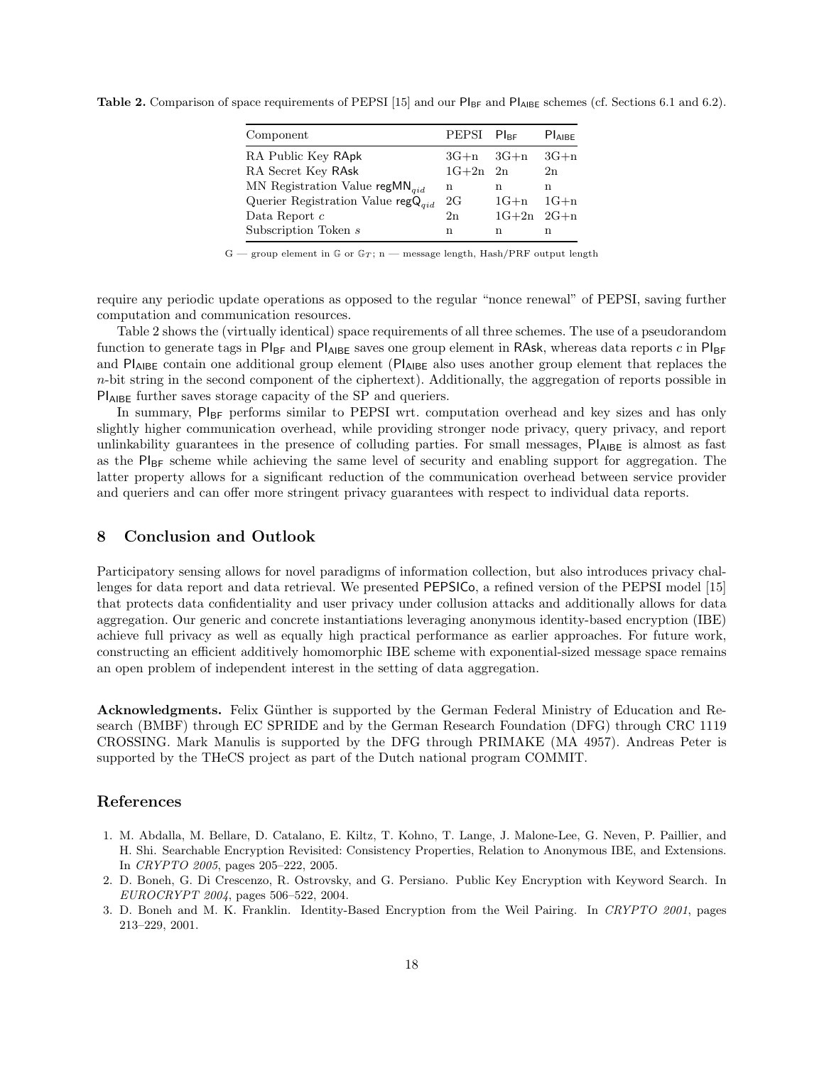**Table 2.** Comparison of space requirements of PEPSI [15] and our $\mathsf{PI}_{\mathsf{BF}}$ and $\mathsf{PI}_{\mathsf{AIBE}}$ schemes (cf. Sections 6.1 and 6.2).

| Component | PEPSI | $\mathsf{PI}_{\mathsf{BF}}$ | $\mathsf{PI}_{\mathsf{AIBE}}$ |
|---|---|---|---|
| RA Public Key $\mathsf{RApk}$ | 3G+n | 3G+n | 3G+n |
| RA Secret Key $\mathsf{RAsk}$ | 1G+2n | 2n | 2n |
| MN Registration Value $\mathsf{regMN}_{qid}$ | n | n | n |
| Querier Registration Value $\mathsf{regQ}_{qid}$ | 2G | 1G+n | 1G+n |
| Data Report $c$ | 2n | 1G+2n | 2G+n |
| Subscription Token $s$ | n | n | n |

G — group element in $\mathbb{G}$ or $\mathbb{G}_T$; n — message length, Hash/PRF output length

require any periodic update operations as opposed to the regular "nonce renewal" of PEPSI, saving further computation and communication resources.

Table 2 shows the (virtually identical) space requirements of all three schemes. The use of a pseudorandom function to generate tags in $\mathsf{PI}_{\mathsf{BF}}$ and $\mathsf{PI}_{\mathsf{AIBE}}$ saves one group element in $\mathsf{RAsk}$, whereas data reports $c$ in $\mathsf{PI}_{\mathsf{BF}}$ and $\mathsf{PI}_{\mathsf{AIBE}}$ contain one additional group element ($\mathsf{PI}_{\mathsf{AIBE}}$ also uses another group element that replaces the $n$-bit string in the second component of the ciphertext). Additionally, the aggregation of reports possible in $\mathsf{PI}_{\mathsf{AIBE}}$ further saves storage capacity of the SP and queriers.

In summary, $\mathsf{PI}_{\mathsf{BF}}$ performs similar to PEPSI wrt. computation overhead and key sizes and has only slightly higher communication overhead, while providing stronger node privacy, query privacy, and report unlinkability guarantees in the presence of colluding parties. For small messages, $\mathsf{PI}_{\mathsf{AIBE}}$ is almost as fast as the $\mathsf{PI}_{\mathsf{BF}}$ scheme while achieving the same level of security and enabling support for aggregation. The latter property allows for a significant reduction of the communication overhead between service provider and queriers and can offer more stringent privacy guarantees with respect to individual data reports.

## 8 Conclusion and Outlook

Participatory sensing allows for novel paradigms of information collection, but also introduces privacy challenges for data report and data retrieval. We presented PEPSICo, a refined version of the PEPSI model [15] that protects data confidentiality and user privacy under collusion attacks and additionally allows for data aggregation. Our generic and concrete instantiations leveraging anonymous identity-based encryption (IBE) achieve full privacy as well as equally high practical performance as earlier approaches. For future work, constructing an efficient additively homomorphic IBE scheme with exponential-sized message space remains an open problem of independent interest in the setting of data aggregation.

**Acknowledgments.** Felix Günther is supported by the German Federal Ministry of Education and Research (BMBF) through EC SPRIDE and by the German Research Foundation (DFG) through CRC 1119 CROSSING. Mark Manulis is supported by the DFG through PRIMAKE (MA 4957). Andreas Peter is supported by the THeCS project as part of the Dutch national program COMMIT.

## References

1. M. Abdalla, M. Bellare, D. Catalano, E. Kiltz, T. Kohno, T. Lange, J. Malone-Lee, G. Neven, P. Paillier, and H. Shi. Searchable Encryption Revisited: Consistency Properties, Relation to Anonymous IBE, and Extensions. In *CRYPTO 2005*, pages 205–222, 2005.
2. D. Boneh, G. Di Crescenzo, R. Ostrovsky, and G. Persiano. Public Key Encryption with Keyword Search. In *EUROCRYPT 2004*, pages 506–522, 2004.
3. D. Boneh and M. K. Franklin. Identity-Based Encryption from the Weil Pairing. In *CRYPTO 2001*, pages 213–229, 2001.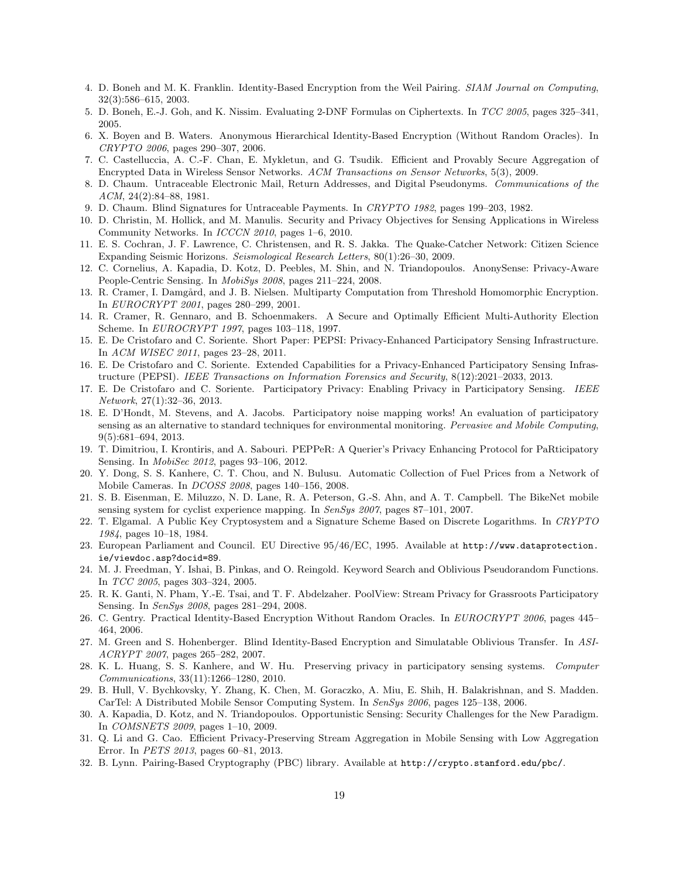4. D. Boneh and M. K. Franklin. Identity-Based Encryption from the Weil Pairing. *SIAM Journal on Computing*, 32(3):586–615, 2003.
5. D. Boneh, E.-J. Goh, and K. Nissim. Evaluating 2-DNF Formulas on Ciphertexts. In *TCC 2005*, pages 325–341, 2005.
6. X. Boyen and B. Waters. Anonymous Hierarchical Identity-Based Encryption (Without Random Oracles). In *CRYPTO 2006*, pages 290–307, 2006.
7. C. Castelluccia, A. C.-F. Chan, E. Mykletun, and G. Tsudik. Efficient and Provably Secure Aggregation of Encrypted Data in Wireless Sensor Networks. *ACM Transactions on Sensor Networks*, 5(3), 2009.
8. D. Chaum. Untraceable Electronic Mail, Return Addresses, and Digital Pseudonyms. *Communications of the ACM*, 24(2):84–88, 1981.
9. D. Chaum. Blind Signatures for Untraceable Payments. In *CRYPTO 1982*, pages 199–203, 1982.
10. D. Christin, M. Hollick, and M. Manulis. Security and Privacy Objectives for Sensing Applications in Wireless Community Networks. In *ICCCN 2010*, pages 1–6, 2010.
11. E. S. Cochran, J. F. Lawrence, C. Christensen, and R. S. Jakka. The Quake-Catcher Network: Citizen Science Expanding Seismic Horizons. *Seismological Research Letters*, 80(1):26–30, 2009.
12. C. Cornelius, A. Kapadia, D. Kotz, D. Peebles, M. Shin, and N. Triandopoulos. AnonySense: Privacy-Aware People-Centric Sensing. In *MobiSys 2008*, pages 211–224, 2008.
13. R. Cramer, I. Damgård, and J. B. Nielsen. Multiparty Computation from Threshold Homomorphic Encryption. In *EUROCRYPT 2001*, pages 280–299, 2001.
14. R. Cramer, R. Gennaro, and B. Schoenmakers. A Secure and Optimally Efficient Multi-Authority Election Scheme. In *EUROCRYPT 1997*, pages 103–118, 1997.
15. E. De Cristofaro and C. Soriente. Short Paper: PEPSI: Privacy-Enhanced Participatory Sensing Infrastructure. In *ACM WISEC 2011*, pages 23–28, 2011.
16. E. De Cristofaro and C. Soriente. Extended Capabilities for a Privacy-Enhanced Participatory Sensing Infrastructure (PEPSI). *IEEE Transactions on Information Forensics and Security*, 8(12):2021–2033, 2013.
17. E. De Cristofaro and C. Soriente. Participatory Privacy: Enabling Privacy in Participatory Sensing. *IEEE Network*, 27(1):32–36, 2013.
18. E. D'Hondt, M. Stevens, and A. Jacobs. Participatory noise mapping works! An evaluation of participatory sensing as an alternative to standard techniques for environmental monitoring. *Pervasive and Mobile Computing*, 9(5):681–694, 2013.
19. T. Dimitriou, I. Krontiris, and A. Sabouri. PEPPeR: A Querier's Privacy Enhancing Protocol for PaRticipatory Sensing. In *MobiSec 2012*, pages 93–106, 2012.
20. Y. Dong, S. S. Kanhere, C. T. Chou, and N. Bulusu. Automatic Collection of Fuel Prices from a Network of Mobile Cameras. In *DCOSS 2008*, pages 140–156, 2008.
21. S. B. Eisenman, E. Miluzzo, N. D. Lane, R. A. Peterson, G.-S. Ahn, and A. T. Campbell. The BikeNet mobile sensing system for cyclist experience mapping. In *SenSys 2007*, pages 87–101, 2007.
22. T. Elgamal. A Public Key Cryptosystem and a Signature Scheme Based on Discrete Logarithms. In *CRYPTO 1984*, pages 10–18, 1984.
23. European Parliament and Council. EU Directive 95/46/EC, 1995. Available at `http://www.dataprotection.ie/viewdoc.asp?docid=89`.
24. M. J. Freedman, Y. Ishai, B. Pinkas, and O. Reingold. Keyword Search and Oblivious Pseudorandom Functions. In *TCC 2005*, pages 303–324, 2005.
25. R. K. Ganti, N. Pham, Y.-E. Tsai, and T. F. Abdelzaher. PoolView: Stream Privacy for Grassroots Participatory Sensing. In *SenSys 2008*, pages 281–294, 2008.
26. C. Gentry. Practical Identity-Based Encryption Without Random Oracles. In *EUROCRYPT 2006*, pages 445–464, 2006.
27. M. Green and S. Hohenberger. Blind Identity-Based Encryption and Simulatable Oblivious Transfer. In *ASIACRYPT 2007*, pages 265–282, 2007.
28. K. L. Huang, S. S. Kanhere, and W. Hu. Preserving privacy in participatory sensing systems. *Computer Communications*, 33(11):1266–1280, 2010.
29. B. Hull, V. Bychkovsky, Y. Zhang, K. Chen, M. Goraczko, A. Miu, E. Shih, H. Balakrishnan, and S. Madden. CarTel: A Distributed Mobile Sensor Computing System. In *SenSys 2006*, pages 125–138, 2006.
30. A. Kapadia, D. Kotz, and N. Triandopoulos. Opportunistic Sensing: Security Challenges for the New Paradigm. In *COMSNETS 2009*, pages 1–10, 2009.
31. Q. Li and G. Cao. Efficient Privacy-Preserving Stream Aggregation in Mobile Sensing with Low Aggregation Error. In *PETS 2013*, pages 60–81, 2013.
32. B. Lynn. Pairing-Based Cryptography (PBC) library. Available at `http://crypto.stanford.edu/pbc/`.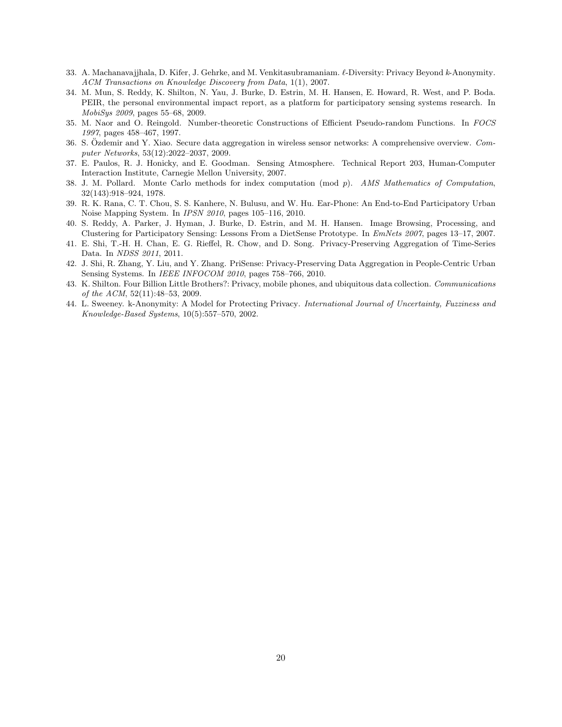33. A. Machanavajjhala, D. Kifer, J. Gehrke, and M. Venkitasubramaniam. $\ell$-Diversity: Privacy Beyond $k$-Anonymity. *ACM Transactions on Knowledge Discovery from Data*, 1(1), 2007.
34. M. Mun, S. Reddy, K. Shilton, N. Yau, J. Burke, D. Estrin, M. H. Hansen, E. Howard, R. West, and P. Boda. PEIR, the personal environmental impact report, as a platform for participatory sensing systems research. In *MobiSys 2009*, pages 55–68, 2009.
35. M. Naor and O. Reingold. Number-theoretic Constructions of Efficient Pseudo-random Functions. In *FOCS 1997*, pages 458–467, 1997.
36. S. Özdemir and Y. Xiao. Secure data aggregation in wireless sensor networks: A comprehensive overview. *Computer Networks*, 53(12):2022–2037, 2009.
37. E. Paulos, R. J. Honicky, and E. Goodman. Sensing Atmosphere. Technical Report 203, Human-Computer Interaction Institute, Carnegie Mellon University, 2007.
38. J. M. Pollard. Monte Carlo methods for index computation (mod $p$). *AMS Mathematics of Computation*, 32(143):918–924, 1978.
39. R. K. Rana, C. T. Chou, S. S. Kanhere, N. Bulusu, and W. Hu. Ear-Phone: An End-to-End Participatory Urban Noise Mapping System. In *IPSN 2010*, pages 105–116, 2010.
40. S. Reddy, A. Parker, J. Hyman, J. Burke, D. Estrin, and M. H. Hansen. Image Browsing, Processing, and Clustering for Participatory Sensing: Lessons From a DietSense Prototype. In *EmNets 2007*, pages 13–17, 2007.
41. E. Shi, T.-H. H. Chan, E. G. Rieffel, R. Chow, and D. Song. Privacy-Preserving Aggregation of Time-Series Data. In *NDSS 2011*, 2011.
42. J. Shi, R. Zhang, Y. Liu, and Y. Zhang. PriSense: Privacy-Preserving Data Aggregation in People-Centric Urban Sensing Systems. In *IEEE INFOCOM 2010*, pages 758–766, 2010.
43. K. Shilton. Four Billion Little Brothers?: Privacy, mobile phones, and ubiquitous data collection. *Communications of the ACM*, 52(11):48–53, 2009.
44. L. Sweeney. k-Anonymity: A Model for Protecting Privacy. *International Journal of Uncertainty, Fuzziness and Knowledge-Based Systems*, 10(5):557–570, 2002.